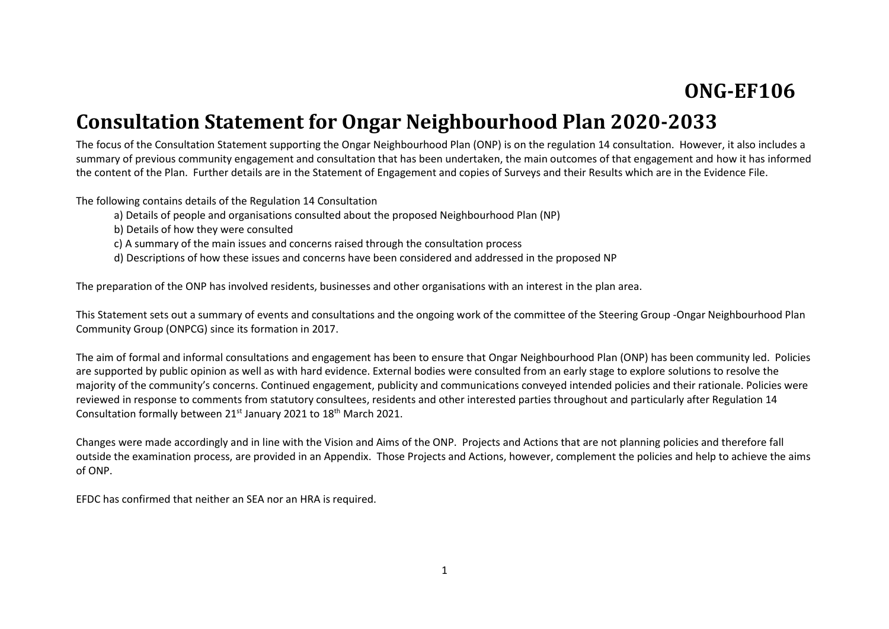# ONG-EF106

# Consultation Statement for Ongar Neighbourhood Plan 2020-2033

The focus of the Consultation Statement supporting the Ongar Neighbourhood Plan (ONP) is on the regulation 14 consultation. However, it also includes a summary of previous community engagement and consultation that has been undertaken, the main outcomes of that engagement and how it has informed the content of the Plan. Further details are in the Statement of Engagement and copies of Surveys and their Results which are in the Evidence File.

The following contains details of the Regulation 14 Consultation

a) Details of people and organisations consulted about the proposed Neighbourhood Plan (NP)

b) Details of how they were consulted

c) A summary of the main issues and concerns raised through the consultation process

d) Descriptions of how these issues and concerns have been considered and addressed in the proposed NP

The preparation of the ONP has involved residents, businesses and other organisations with an interest in the plan area.

This Statement sets out a summary of events and consultations and the ongoing work of the committee of the Steering Group -Ongar Neighbourhood Plan Community Group (ONPCG) since its formation in 2017.

The aim of formal and informal consultations and engagement has been to ensure that Ongar Neighbourhood Plan (ONP) has been community led. Policies are supported by public opinion as well as with hard evidence. External bodies were consulted from an early stage to explore solutions to resolve the majority of the community's concerns. Continued engagement, publicity and communications conveyed intended policies and their rationale. Policies were reviewed in response to comments from statutory consultees, residents and other interested parties throughout and particularly after Regulation 14 Consultation formally between 21st January 2021 to 18th March 2021.

Changes were made accordingly and in line with the Vision and Aims of the ONP. Projects and Actions that are not planning policies and therefore fall outside the examination process, are provided in an Appendix. Those Projects and Actions, however, complement the policies and help to achieve the aims of ONP.

EFDC has confirmed that neither an SEA nor an HRA is required.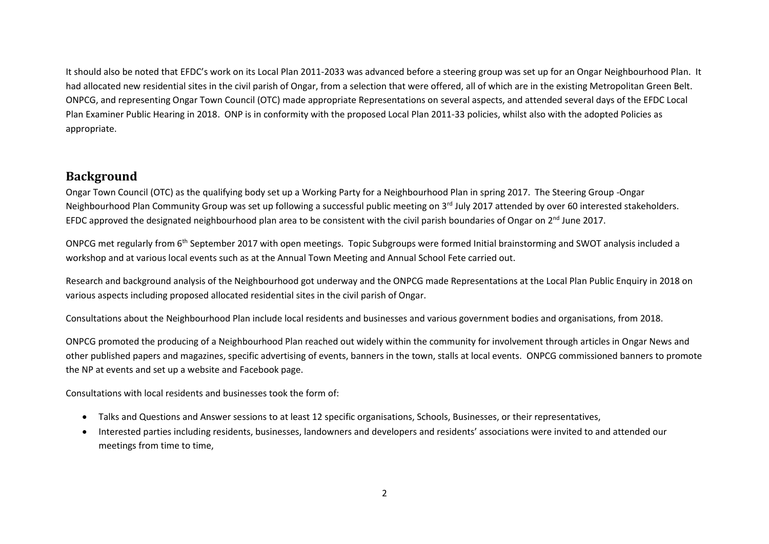It should also be noted that EFDC's work on its Local Plan 2011-2033 was advanced before a steering group was set up for an Ongar Neighbourhood Plan. It had allocated new residential sites in the civil parish of Ongar, from a selection that were offered, all of which are in the existing Metropolitan Green Belt. ONPCG, and representing Ongar Town Council (OTC) made appropriate Representations on several aspects, and attended several days of the EFDC Local Plan Examiner Public Hearing in 2018. ONP is in conformity with the proposed Local Plan 2011-33 policies, whilst also with the adopted Policies as appropriate.

## Background

Ongar Town Council (OTC) as the qualifying body set up a Working Party for a Neighbourhood Plan in spring 2017. The Steering Group -Ongar Neighbourhood Plan Community Group was set up following a successful public meeting on 3rd July 2017 attended by over 60 interested stakeholders. EFDC approved the designated neighbourhood plan area to be consistent with the civil parish boundaries of Ongar on 2nd June 2017.

ONPCG met regularly from 6th September 2017 with open meetings. Topic Subgroups were formed Initial brainstorming and SWOT analysis included a workshop and at various local events such as at the Annual Town Meeting and Annual School Fete carried out.

Research and background analysis of the Neighbourhood got underway and the ONPCG made Representations at the Local Plan Public Enquiry in 2018 on various aspects including proposed allocated residential sites in the civil parish of Ongar.

Consultations about the Neighbourhood Plan include local residents and businesses and various government bodies and organisations, from 2018.

ONPCG promoted the producing of a Neighbourhood Plan reached out widely within the community for involvement through articles in Ongar News and other published papers and magazines, specific advertising of events, banners in the town, stalls at local events. ONPCG commissioned banners to promote the NP at events and set up a website and Facebook page.

Consultations with local residents and businesses took the form of:

- Talks and Questions and Answer sessions to at least 12 specific organisations, Schools, Businesses, or their representatives,
- Interested parties including residents, businesses, landowners and developers and residents' associations were invited to and attended our meetings from time to time,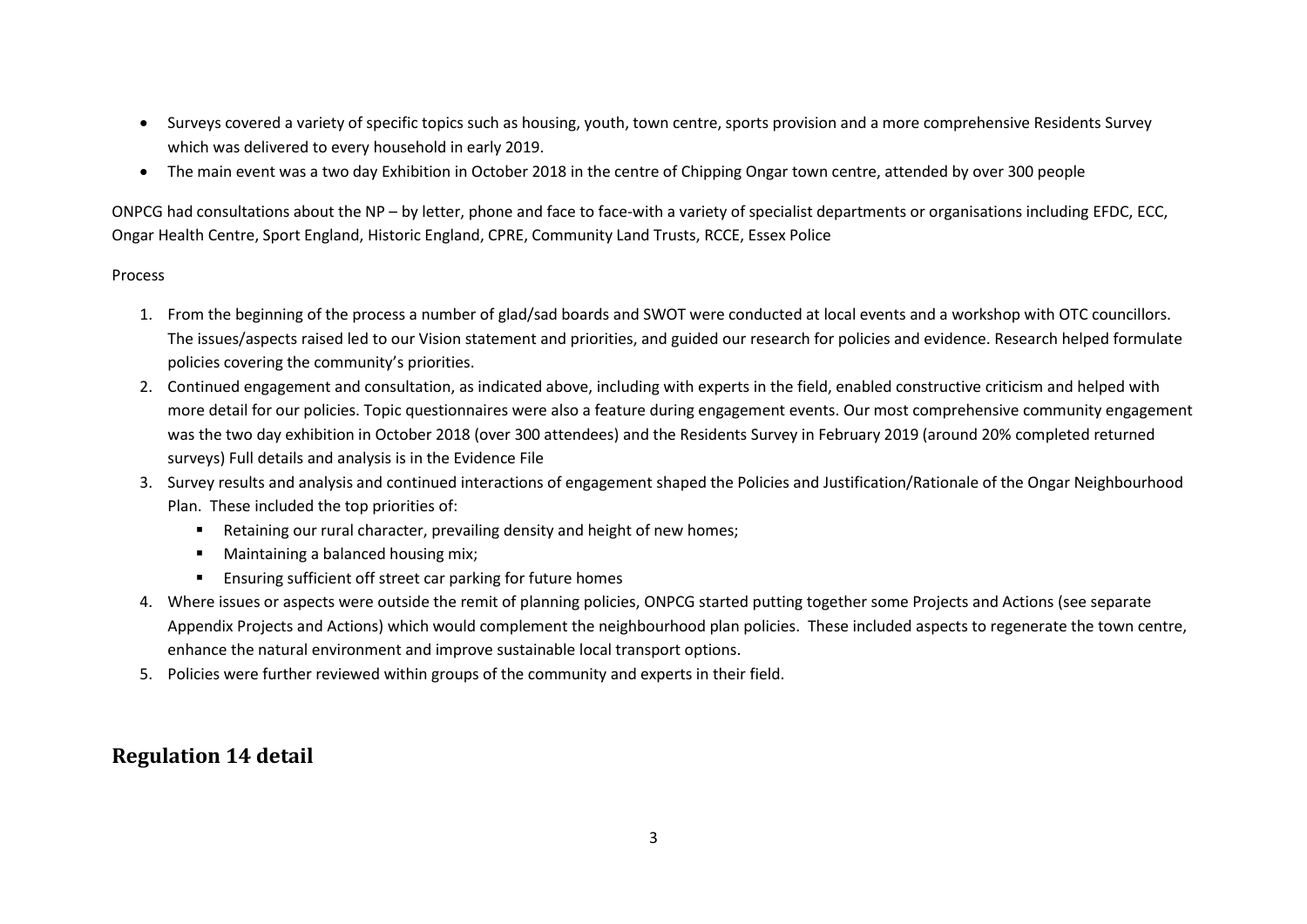- Surveys covered a variety of specific topics such as housing, youth, town centre, sports provision and a more comprehensive Residents Survey which was delivered to every household in early 2019.
- The main event was a two day Exhibition in October 2018 in the centre of Chipping Ongar town centre, attended by over 300 people

ONPCG had consultations about the NP – by letter, phone and face to face-with a variety of specialist departments or organisations including EFDC, ECC, Ongar Health Centre, Sport England, Historic England, CPRE, Community Land Trusts, RCCE, Essex Police

Process

1. From the beginning of the process a number of glad/sad boards and SWOT were conducted at local events and a workshop with OTC councillors. The issues/aspects raised led to our Vision statement and priorities, and guided our research for policies and evidence. Research helped formulate policies covering the community's priorities.
2. Continued engagement and consultation, as indicated above, including with experts in the field, enabled constructive criticism and helped with more detail for our policies. Topic questionnaires were also a feature during engagement events. Our most comprehensive community engagement was the two day exhibition in October 2018 (over 300 attendees) and the Residents Survey in February 2019 (around 20% completed returned surveys) Full details and analysis is in the Evidence File
3. Survey results and analysis and continued interactions of engagement shaped the Policies and Justification/Rationale of the Ongar Neighbourhood Plan. These included the top priorities of:
   - Retaining our rural character, prevailing density and height of new homes;
   - Maintaining a balanced housing mix;
   - Ensuring sufficient off street car parking for future homes
4. Where issues or aspects were outside the remit of planning policies, ONPCG started putting together some Projects and Actions (see separate Appendix Projects and Actions) which would complement the neighbourhood plan policies. These included aspects to regenerate the town centre, enhance the natural environment and improve sustainable local transport options.
5. Policies were further reviewed within groups of the community and experts in their field.

## Regulation 14 detail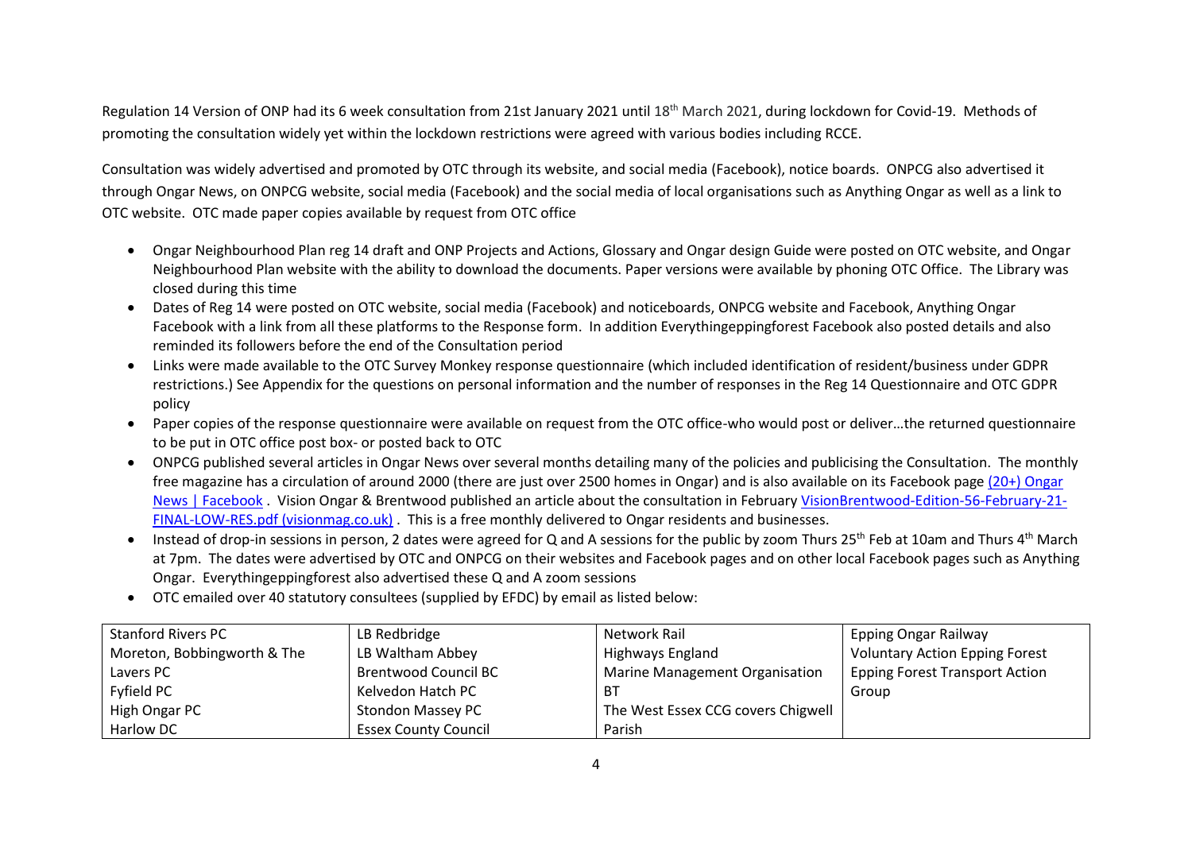Regulation 14 Version of ONP had its 6 week consultation from 21st January 2021 until 18th March 2021, during lockdown for Covid-19. Methods of promoting the consultation widely yet within the lockdown restrictions were agreed with various bodies including RCCE.

Consultation was widely advertised and promoted by OTC through its website, and social media (Facebook), notice boards. ONPCG also advertised it through Ongar News, on ONPCG website, social media (Facebook) and the social media of local organisations such as Anything Ongar as well as a link to OTC website. OTC made paper copies available by request from OTC office

- Ongar Neighbourhood Plan reg 14 draft and ONP Projects and Actions, Glossary and Ongar design Guide were posted on OTC website, and Ongar Neighbourhood Plan website with the ability to download the documents. Paper versions were available by phoning OTC Office. The Library was closed during this time
- Dates of Reg 14 were posted on OTC website, social media (Facebook) and noticeboards, ONPCG website and Facebook, Anything Ongar Facebook with a link from all these platforms to the Response form. In addition Everythingeppingforest Facebook also posted details and also reminded its followers before the end of the Consultation period
- Links were made available to the OTC Survey Monkey response questionnaire (which included identification of resident/business under GDPR restrictions.) See Appendix for the questions on personal information and the number of responses in the Reg 14 Questionnaire and OTC GDPR policy
- Paper copies of the response questionnaire were available on request from the OTC office-who would post or deliver…the returned questionnaire to be put in OTC office post box- or posted back to OTC
- ONPCG published several articles in Ongar News over several months detailing many of the policies and publicising the Consultation. The monthly free magazine has a circulation of around 2000 (there are just over 2500 homes in Ongar) and is also available on its Facebook page (20+) Ongar News | Facebook . Vision Ongar & Brentwood published an article about the consultation in February VisionBrentwood-Edition-56-February-21-FINAL-LOW-RES.pdf (visionmag.co.uk) . This is a free monthly delivered to Ongar residents and businesses.
- Instead of drop-in sessions in person, 2 dates were agreed for Q and A sessions for the public by zoom Thurs 25th Feb at 10am and Thurs 4th March at 7pm. The dates were advertised by OTC and ONPCG on their websites and Facebook pages and on other local Facebook pages such as Anything Ongar. Everythingeppingforest also advertised these Q and A zoom sessions
- OTC emailed over 40 statutory consultees (supplied by EFDC) by email as listed below:

| | | | |
|---|---|---|---|
| Stanford Rivers PC | LB Redbridge | Network Rail | Epping Ongar Railway |
| Moreton, Bobbingworth & The Lavers PC | LB Waltham Abbey | Highways England | Voluntary Action Epping Forest |
| Fyfield PC | Brentwood Council BC | Marine Management Organisation | Epping Forest Transport Action Group |
| High Ongar PC | Kelvedon Hatch PC | BT | |
| Harlow DC | Stondon Massey PC | The West Essex CCG covers Chigwell Parish | |
| | Essex County Council | | |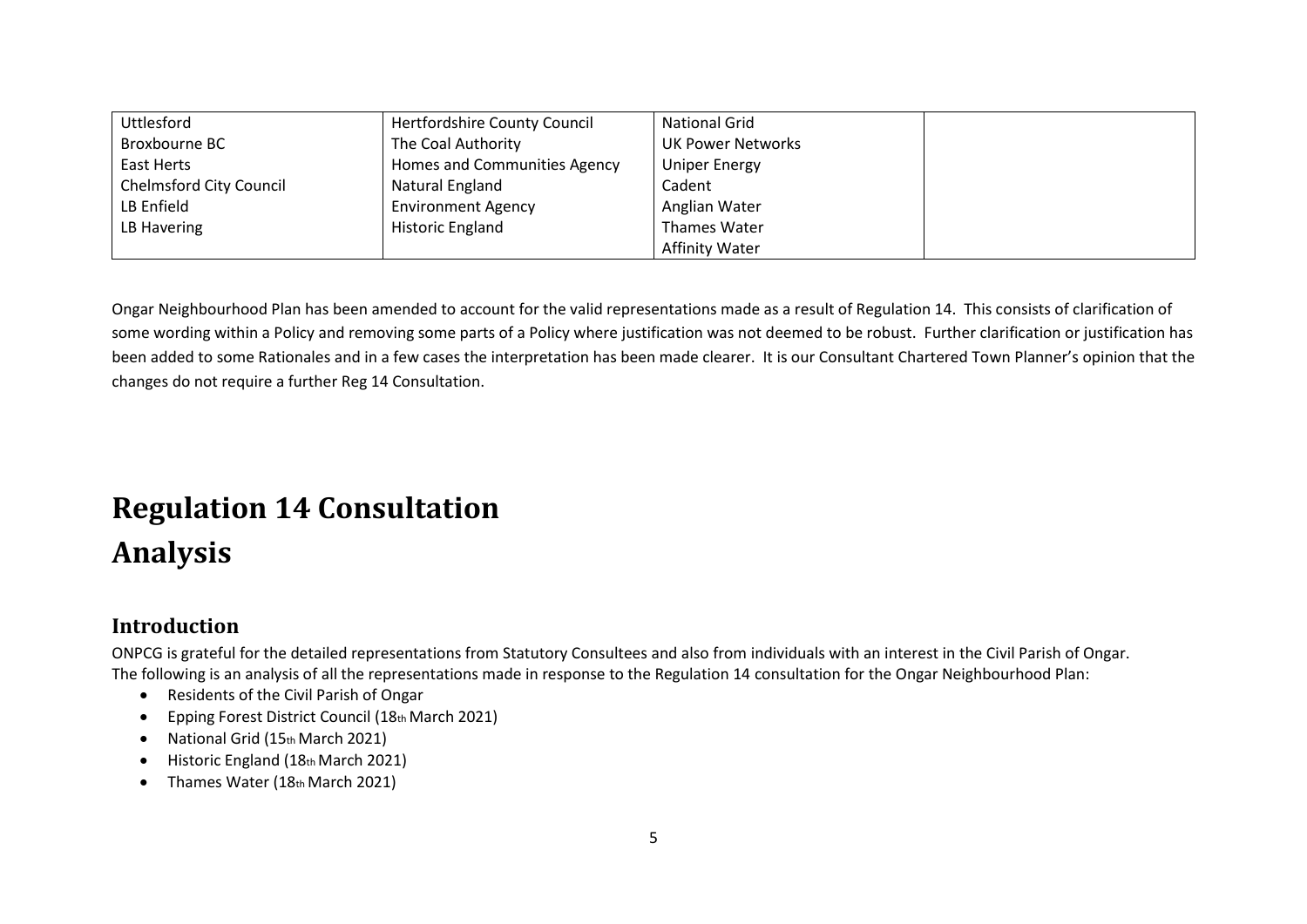| | | | |
|---|---|---|---|
| Uttlesford | Hertfordshire County Council | National Grid | |
| Broxbourne BC | The Coal Authority | UK Power Networks | |
| East Herts | Homes and Communities Agency | Uniper Energy | |
| Chelmsford City Council | Natural England | Cadent | |
| LB Enfield | Environment Agency | Anglian Water | |
| LB Havering | Historic England | Thames Water | |
| | | Affinity Water | |

Ongar Neighbourhood Plan has been amended to account for the valid representations made as a result of Regulation 14. This consists of clarification of some wording within a Policy and removing some parts of a Policy where justification was not deemed to be robust. Further clarification or justification has been added to some Rationales and in a few cases the interpretation has been made clearer. It is our Consultant Chartered Town Planner's opinion that the changes do not require a further Reg 14 Consultation.

# Regulation 14 Consultation Analysis

## Introduction

ONPCG is grateful for the detailed representations from Statutory Consultees and also from individuals with an interest in the Civil Parish of Ongar.
The following is an analysis of all the representations made in response to the Regulation 14 consultation for the Ongar Neighbourhood Plan:

- Residents of the Civil Parish of Ongar
- Epping Forest District Council (18th March 2021)
- National Grid (15th March 2021)
- Historic England (18th March 2021)
- Thames Water (18th March 2021)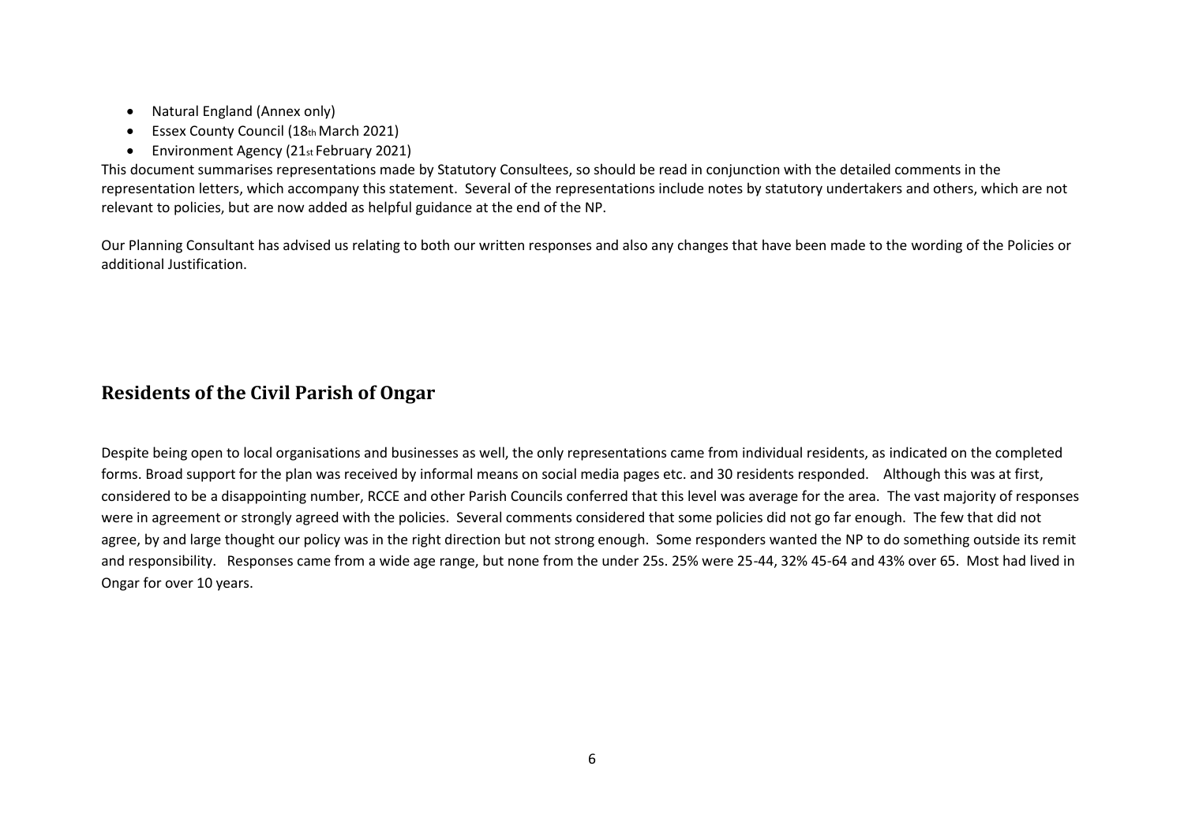- Natural England (Annex only)
- Essex County Council (18th March 2021)
- Environment Agency (21st February 2021)

This document summarises representations made by Statutory Consultees, so should be read in conjunction with the detailed comments in the representation letters, which accompany this statement. Several of the representations include notes by statutory undertakers and others, which are not relevant to policies, but are now added as helpful guidance at the end of the NP.

Our Planning Consultant has advised us relating to both our written responses and also any changes that have been made to the wording of the Policies or additional Justification.

## Residents of the Civil Parish of Ongar

Despite being open to local organisations and businesses as well, the only representations came from individual residents, as indicated on the completed forms. Broad support for the plan was received by informal means on social media pages etc. and 30 residents responded. Although this was at first, considered to be a disappointing number, RCCE and other Parish Councils conferred that this level was average for the area. The vast majority of responses were in agreement or strongly agreed with the policies. Several comments considered that some policies did not go far enough. The few that did not agree, by and large thought our policy was in the right direction but not strong enough. Some responders wanted the NP to do something outside its remit and responsibility. Responses came from a wide age range, but none from the under 25s. 25% were 25-44, 32% 45-64 and 43% over 65. Most had lived in Ongar for over 10 years.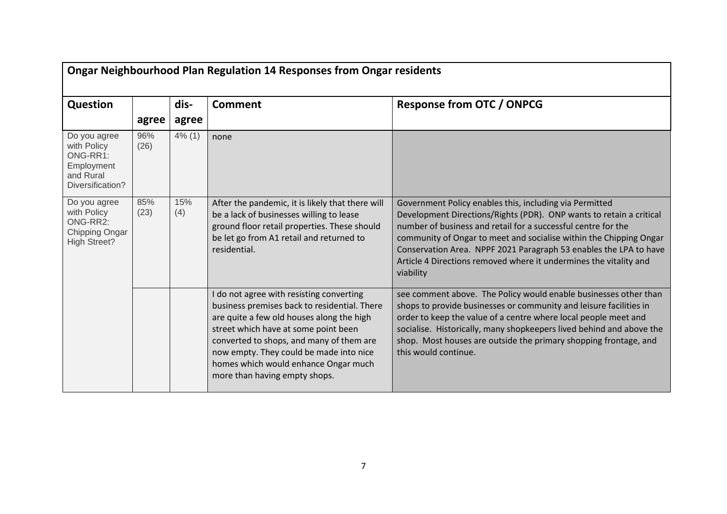| Ongar Neighbourhood Plan Regulation 14 Responses from Ongar residents | | | | |
|---|---|---|---|---|
| **Question** | **agree** | **dis-agree** | **Comment** | **Response from OTC / ONPCG** |
| Do you agree with Policy ONG-RR1: Employment and Rural Diversification? | 96% (26) | 4% (1) | none | |
| Do you agree with Policy ONG-RR2: Chipping Ongar High Street? | 85% (23) | 15% (4) | After the pandemic, it is likely that there will be a lack of businesses willing to lease ground floor retail properties. These should be let go from A1 retail and returned to residential. | Government Policy enables this, including via Permitted Development Directions/Rights (PDR). ONP wants to retain a critical number of business and retail for a successful centre for the community of Ongar to meet and socialise within the Chipping Ongar Conservation Area. NPPF 2021 Paragraph 53 enables the LPA to have Article 4 Directions removed where it undermines the vitality and viability |
| | | | I do not agree with resisting converting business premises back to residential. There are quite a few old houses along the high street which have at some point been converted to shops, and many of them are now empty. They could be made into nice homes which would enhance Ongar much more than having empty shops. | see comment above. The Policy would enable businesses other than shops to provide businesses or community and leisure facilities in order to keep the value of a centre where local people meet and socialise. Historically, many shopkeepers lived behind and above the shop. Most houses are outside the primary shopping frontage, and this would continue. |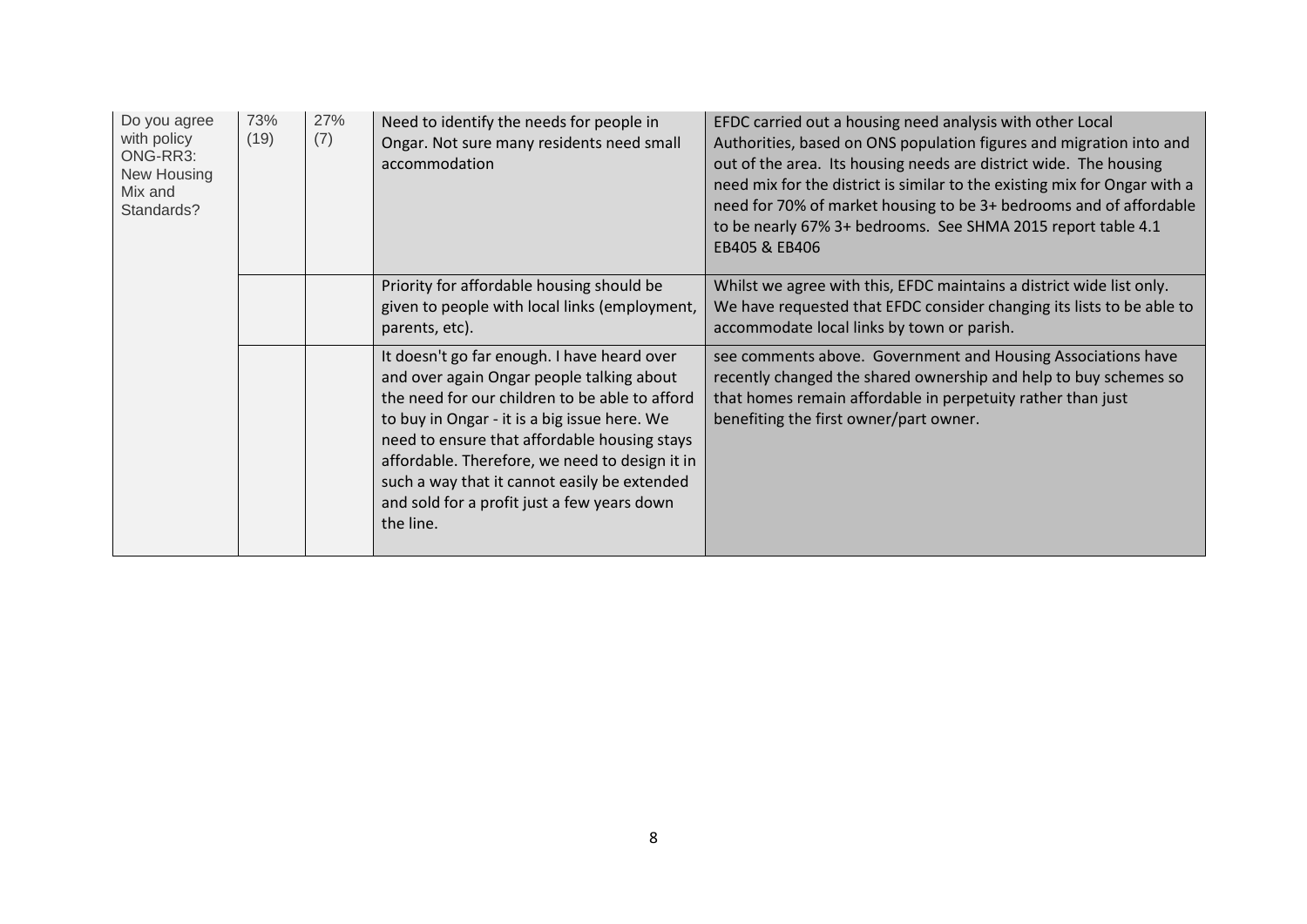| | | | | |
|---|---|---|---|---|
| Do you agree with policy ONG-RR3: New Housing Mix and Standards? | 73% (19) | 27% (7) | Need to identify the needs for people in Ongar. Not sure many residents need small accommodation | EFDC carried out a housing need analysis with other Local Authorities, based on ONS population figures and migration into and out of the area. Its housing needs are district wide. The housing need mix for the district is similar to the existing mix for Ongar with a need for 70% of market housing to be 3+ bedrooms and of affordable to be nearly 67% 3+ bedrooms. See SHMA 2015 report table 4.1 EB405 & EB406 |
| | | | Priority for affordable housing should be given to people with local links (employment, parents, etc). | Whilst we agree with this, EFDC maintains a district wide list only. We have requested that EFDC consider changing its lists to be able to accommodate local links by town or parish. |
| | | | It doesn't go far enough. I have heard over and over again Ongar people talking about the need for our children to be able to afford to buy in Ongar - it is a big issue here. We need to ensure that affordable housing stays affordable. Therefore, we need to design it in such a way that it cannot easily be extended and sold for a profit just a few years down the line. | see comments above. Government and Housing Associations have recently changed the shared ownership and help to buy schemes so that homes remain affordable in perpetuity rather than just benefiting the first owner/part owner. |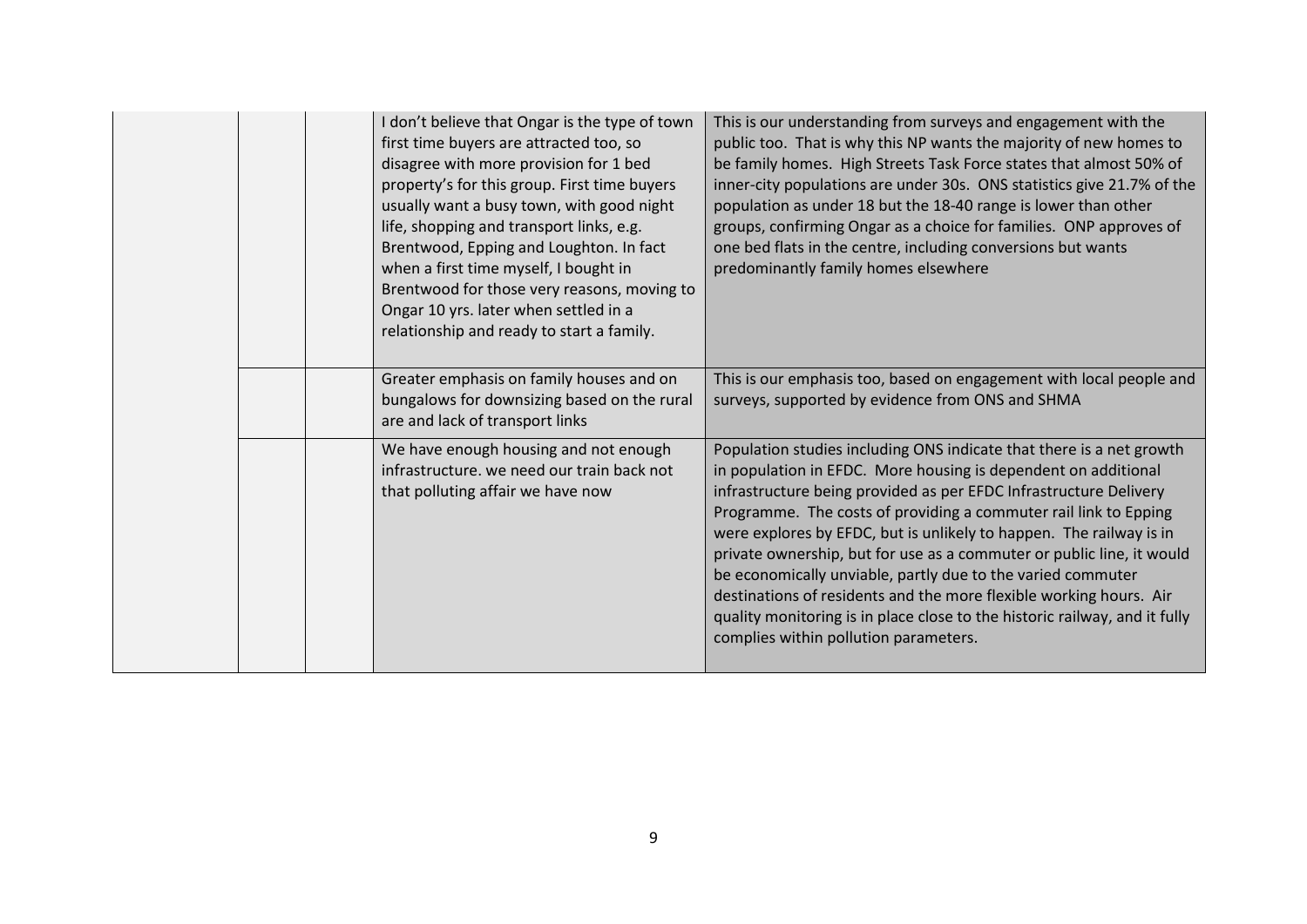| | | | | |
|---|---|---|---|---|
| | | | I don't believe that Ongar is the type of town first time buyers are attracted too, so disagree with more provision for 1 bed property's for this group. First time buyers usually want a busy town, with good night life, shopping and transport links, e.g. Brentwood, Epping and Loughton. In fact when a first time myself, I bought in Brentwood for those very reasons, moving to Ongar 10 yrs. later when settled in a relationship and ready to start a family. | This is our understanding from surveys and engagement with the public too. That is why this NP wants the majority of new homes to be family homes. High Streets Task Force states that almost 50% of inner-city populations are under 30s. ONS statistics give 21.7% of the population as under 18 but the 18-40 range is lower than other groups, confirming Ongar as a choice for families. ONP approves of one bed flats in the centre, including conversions but wants predominantly family homes elsewhere |
| | | | Greater emphasis on family houses and on bungalows for downsizing based on the rural are and lack of transport links | This is our emphasis too, based on engagement with local people and surveys, supported by evidence from ONS and SHMA |
| | | | We have enough housing and not enough infrastructure. we need our train back not that polluting affair we have now | Population studies including ONS indicate that there is a net growth in population in EFDC. More housing is dependent on additional infrastructure being provided as per EFDC Infrastructure Delivery Programme. The costs of providing a commuter rail link to Epping were explores by EFDC, but is unlikely to happen. The railway is in private ownership, but for use as a commuter or public line, it would be economically unviable, partly due to the varied commuter destinations of residents and the more flexible working hours. Air quality monitoring is in place close to the historic railway, and it fully complies within pollution parameters. |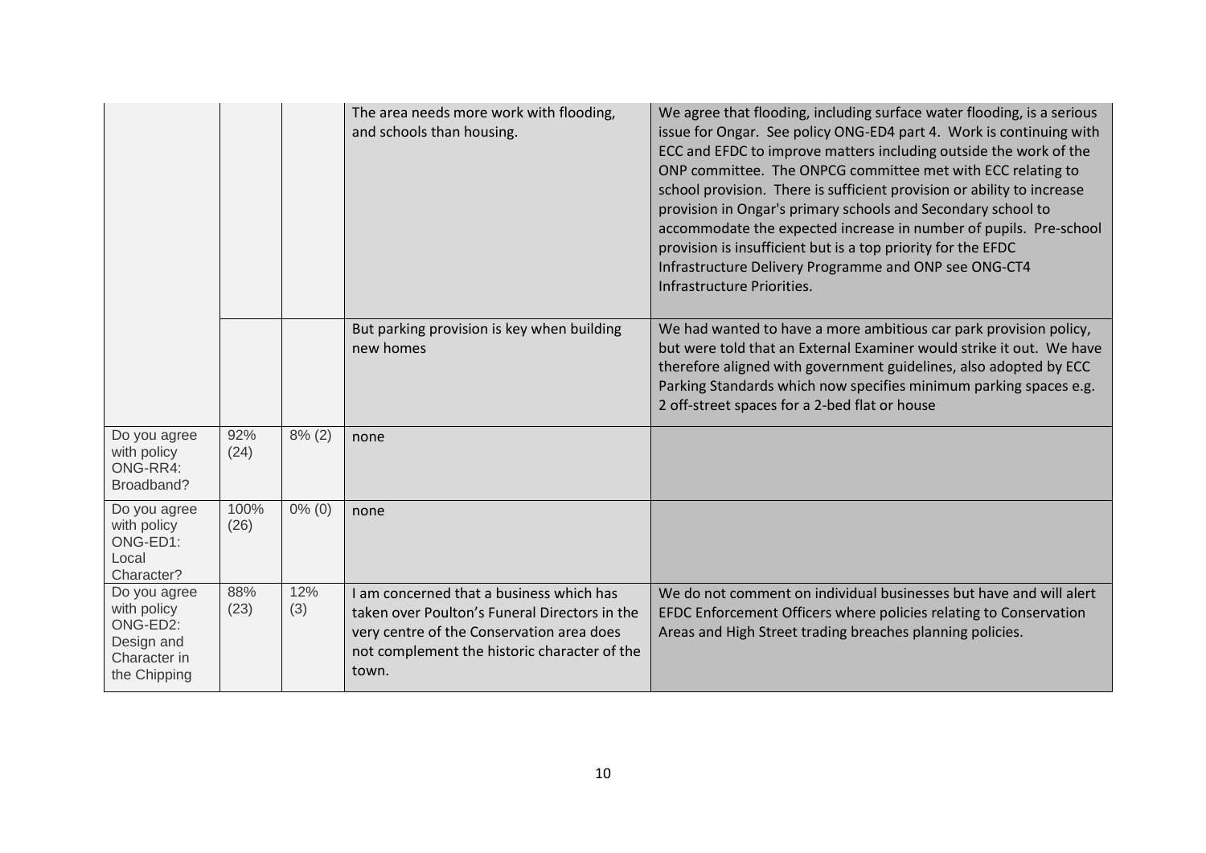| | | | | |
|---|---|---|---|---|
| | | | The area needs more work with flooding, and schools than housing. | We agree that flooding, including surface water flooding, is a serious issue for Ongar. See policy ONG-ED4 part 4. Work is continuing with ECC and EFDC to improve matters including outside the work of the ONP committee. The ONPCG committee met with ECC relating to school provision. There is sufficient provision or ability to increase provision in Ongar's primary schools and Secondary school to accommodate the expected increase in number of pupils. Pre-school provision is insufficient but is a top priority for the EFDC Infrastructure Delivery Programme and ONP see ONG-CT4 Infrastructure Priorities. |
| | | | But parking provision is key when building new homes | We had wanted to have a more ambitious car park provision policy, but were told that an External Examiner would strike it out. We have therefore aligned with government guidelines, also adopted by ECC Parking Standards which now specifies minimum parking spaces e.g. 2 off-street spaces for a 2-bed flat or house |
| Do you agree with policy ONG-RR4: Broadband? | 92% (24) | 8% (2) | none | |
| Do you agree with policy ONG-ED1: Local Character? | 100% (26) | 0% (0) | none | |
| Do you agree with policy ONG-ED2: Design and Character in the Chipping | 88% (23) | 12% (3) | I am concerned that a business which has taken over Poulton's Funeral Directors in the very centre of the Conservation area does not complement the historic character of the town. | We do not comment on individual businesses but have and will alert EFDC Enforcement Officers where policies relating to Conservation Areas and High Street trading breaches planning policies. |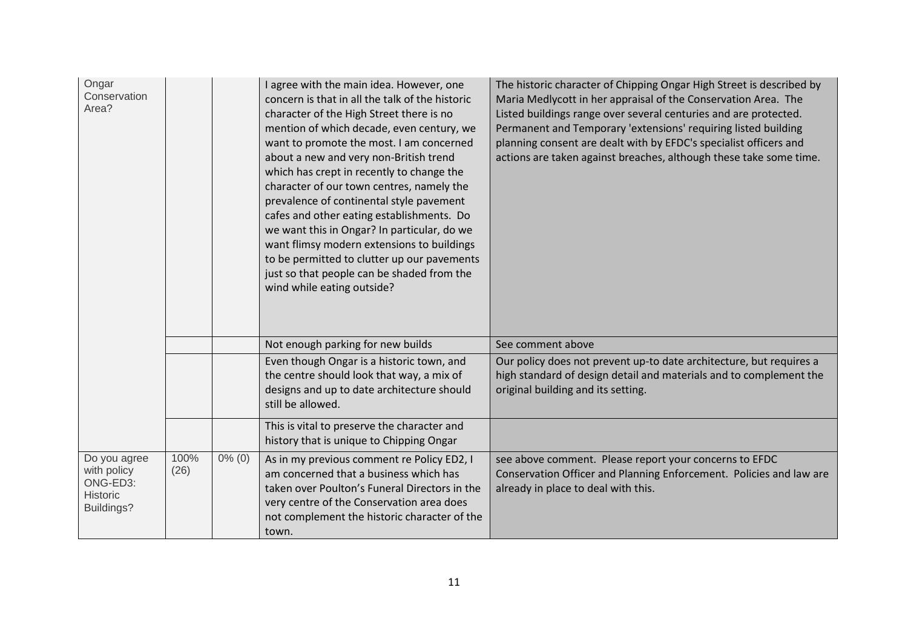| | | | | |
|---|---|---|---|---|
| Ongar Conservation Area? | | | I agree with the main idea. However, one concern is that in all the talk of the historic character of the High Street there is no mention of which decade, even century, we want to promote the most. I am concerned about a new and very non-British trend which has crept in recently to change the character of our town centres, namely the prevalence of continental style pavement cafes and other eating establishments. Do we want this in Ongar? In particular, do we want flimsy modern extensions to buildings to be permitted to clutter up our pavements just so that people can be shaded from the wind while eating outside? | The historic character of Chipping Ongar High Street is described by Maria Medlycott in her appraisal of the Conservation Area. The Listed buildings range over several centuries and are protected. Permanent and Temporary 'extensions' requiring listed building planning consent are dealt with by EFDC's specialist officers and actions are taken against breaches, although these take some time. |
| | | | Not enough parking for new builds | See comment above |
| | | | Even though Ongar is a historic town, and the centre should look that way, a mix of designs and up to date architecture should still be allowed. | Our policy does not prevent up-to date architecture, but requires a high standard of design detail and materials and to complement the original building and its setting. |
| | | | This is vital to preserve the character and history that is unique to Chipping Ongar | |
| Do you agree with policy ONG-ED3: Historic Buildings? | 100% (26) | 0% (0) | As in my previous comment re Policy ED2, I am concerned that a business which has taken over Poulton's Funeral Directors in the very centre of the Conservation area does not complement the historic character of the town. | see above comment. Please report your concerns to EFDC Conservation Officer and Planning Enforcement. Policies and law are already in place to deal with this. |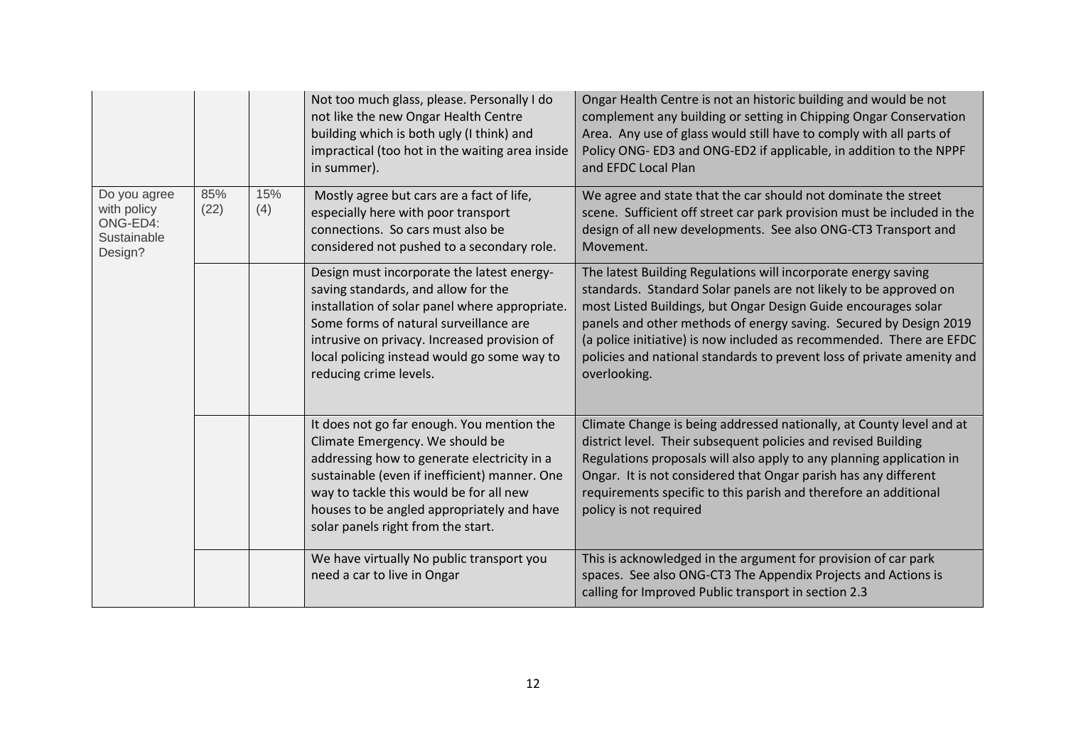| | | | | |
|---|---|---|---|---|
| | | | Not too much glass, please. Personally I do not like the new Ongar Health Centre building which is both ugly (I think) and impractical (too hot in the waiting area inside in summer). | Ongar Health Centre is not an historic building and would be not complement any building or setting in Chipping Ongar Conservation Area. Any use of glass would still have to comply with all parts of Policy ONG- ED3 and ONG-ED2 if applicable, in addition to the NPPF and EFDC Local Plan |
| Do you agree with policy ONG-ED4: Sustainable Design? | 85% (22) | 15% (4) | Mostly agree but cars are a fact of life, especially here with poor transport connections. So cars must also be considered not pushed to a secondary role. | We agree and state that the car should not dominate the street scene. Sufficient off street car park provision must be included in the design of all new developments. See also ONG-CT3 Transport and Movement. |
| | | | Design must incorporate the latest energy-saving standards, and allow for the installation of solar panel where appropriate. Some forms of natural surveillance are intrusive on privacy. Increased provision of local policing instead would go some way to reducing crime levels. | The latest Building Regulations will incorporate energy saving standards. Standard Solar panels are not likely to be approved on most Listed Buildings, but Ongar Design Guide encourages solar panels and other methods of energy saving. Secured by Design 2019 (a police initiative) is now included as recommended. There are EFDC policies and national standards to prevent loss of private amenity and overlooking. |
| | | | It does not go far enough. You mention the Climate Emergency. We should be addressing how to generate electricity in a sustainable (even if inefficient) manner. One way to tackle this would be for all new houses to be angled appropriately and have solar panels right from the start. | Climate Change is being addressed nationally, at County level and at district level. Their subsequent policies and revised Building Regulations proposals will also apply to any planning application in Ongar. It is not considered that Ongar parish has any different requirements specific to this parish and therefore an additional policy is not required |
| | | | We have virtually No public transport you need a car to live in Ongar | This is acknowledged in the argument for provision of car park spaces. See also ONG-CT3 The Appendix Projects and Actions is calling for Improved Public transport in section 2.3 |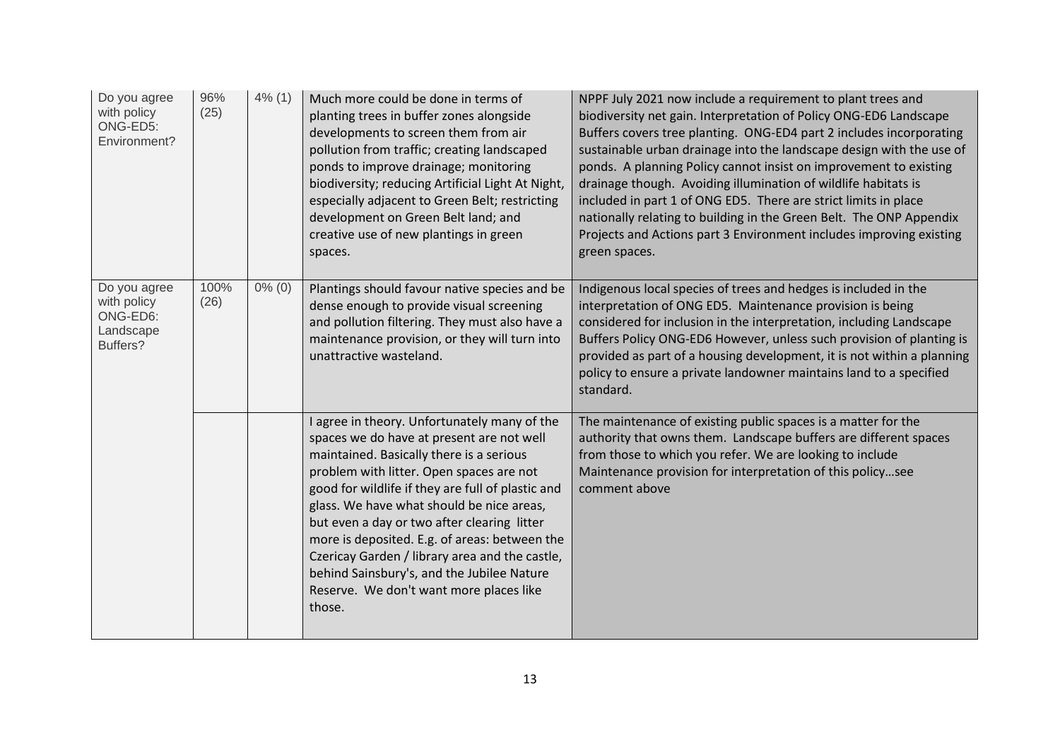| Do you agree with policy ONG-ED5: Environment? | 96% (25) | 4% (1) | Much more could be done in terms of planting trees in buffer zones alongside developments to screen them from air pollution from traffic; creating landscaped ponds to improve drainage; monitoring biodiversity; reducing Artificial Light At Night, especially adjacent to Green Belt; restricting development on Green Belt land; and creative use of new plantings in green spaces. | NPPF July 2021 now include a requirement to plant trees and biodiversity net gain. Interpretation of Policy ONG-ED6 Landscape Buffers covers tree planting. ONG-ED4 part 2 includes incorporating sustainable urban drainage into the landscape design with the use of ponds. A planning Policy cannot insist on improvement to existing drainage though. Avoiding illumination of wildlife habitats is included in part 1 of ONG ED5. There are strict limits in place nationally relating to building in the Green Belt. The ONP Appendix Projects and Actions part 3 Environment includes improving existing green spaces. |
|---|---|---|---|---|
| Do you agree with policy ONG-ED6: Landscape Buffers? | 100% (26) | 0% (0) | Plantings should favour native species and be dense enough to provide visual screening and pollution filtering. They must also have a maintenance provision, or they will turn into unattractive wasteland. | Indigenous local species of trees and hedges is included in the interpretation of ONG ED5. Maintenance provision is being considered for inclusion in the interpretation, including Landscape Buffers Policy ONG-ED6 However, unless such provision of planting is provided as part of a housing development, it is not within a planning policy to ensure a private landowner maintains land to a specified standard. |
| | | | I agree in theory. Unfortunately many of the spaces we do have at present are not well maintained. Basically there is a serious problem with litter. Open spaces are not good for wildlife if they are full of plastic and glass. We have what should be nice areas, but even a day or two after clearing litter more is deposited. E.g. of areas: between the Czericay Garden / library area and the castle, behind Sainsbury's, and the Jubilee Nature Reserve. We don't want more places like those. | The maintenance of existing public spaces is a matter for the authority that owns them. Landscape buffers are different spaces from those to which you refer. We are looking to include Maintenance provision for interpretation of this policy…see comment above |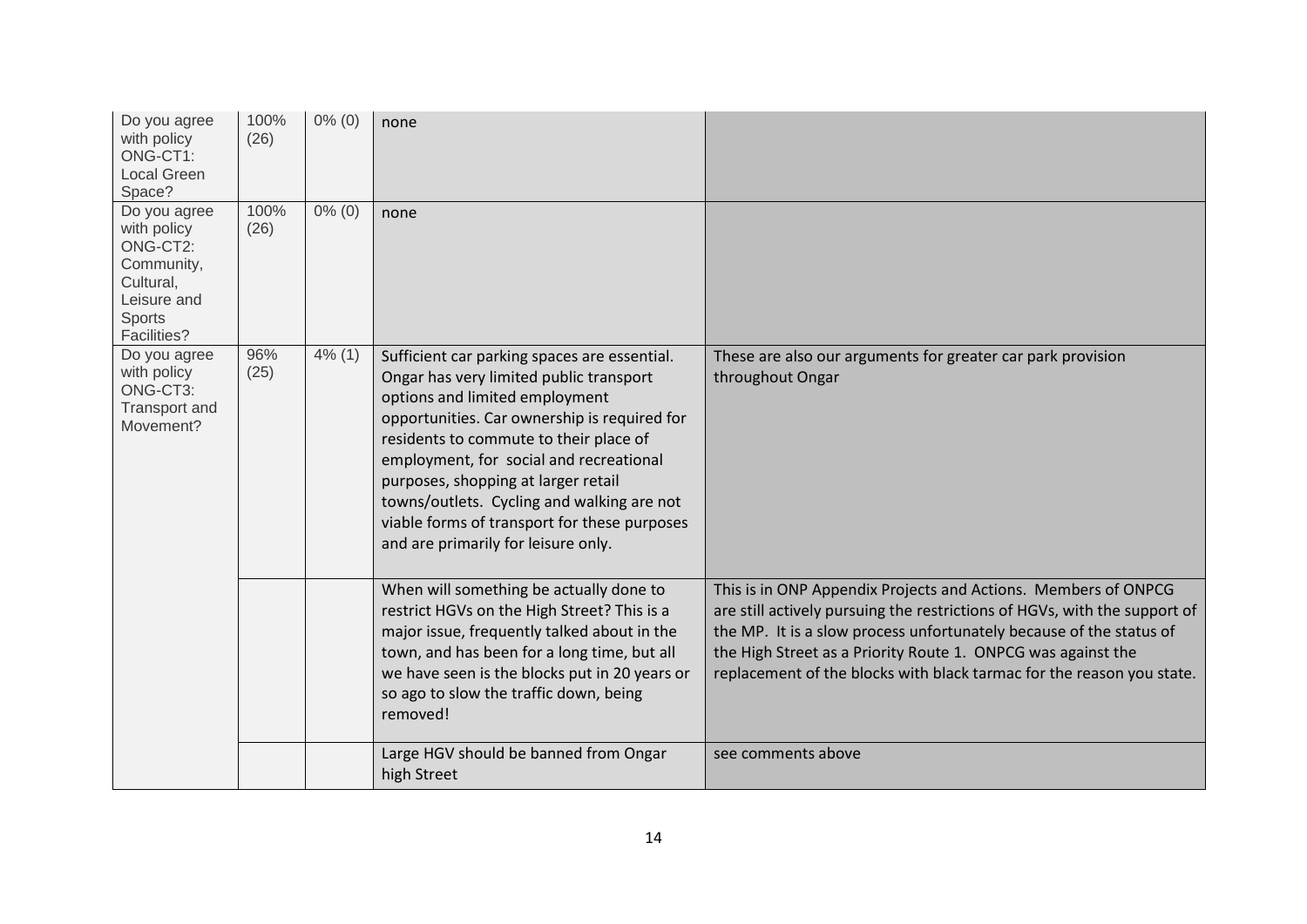| | | | | |
|---|---|---|---|---|
| Do you agree with policy ONG-CT1: Local Green Space? | 100% (26) | 0% (0) | none | |
| Do you agree with policy ONG-CT2: Community, Cultural, Leisure and Sports Facilities? | 100% (26) | 0% (0) | none | |
| Do you agree with policy ONG-CT3: Transport and Movement? | 96% (25) | 4% (1) | Sufficient car parking spaces are essential. Ongar has very limited public transport options and limited employment opportunities. Car ownership is required for residents to commute to their place of employment, for social and recreational purposes, shopping at larger retail towns/outlets. Cycling and walking are not viable forms of transport for these purposes and are primarily for leisure only. | These are also our arguments for greater car park provision throughout Ongar |
| | | | When will something be actually done to restrict HGVs on the High Street? This is a major issue, frequently talked about in the town, and has been for a long time, but all we have seen is the blocks put in 20 years or so ago to slow the traffic down, being removed! | This is in ONP Appendix Projects and Actions. Members of ONPCG are still actively pursuing the restrictions of HGVs, with the support of the MP. It is a slow process unfortunately because of the status of the High Street as a Priority Route 1. ONPCG was against the replacement of the blocks with black tarmac for the reason you state. |
| | | | Large HGV should be banned from Ongar high Street | see comments above |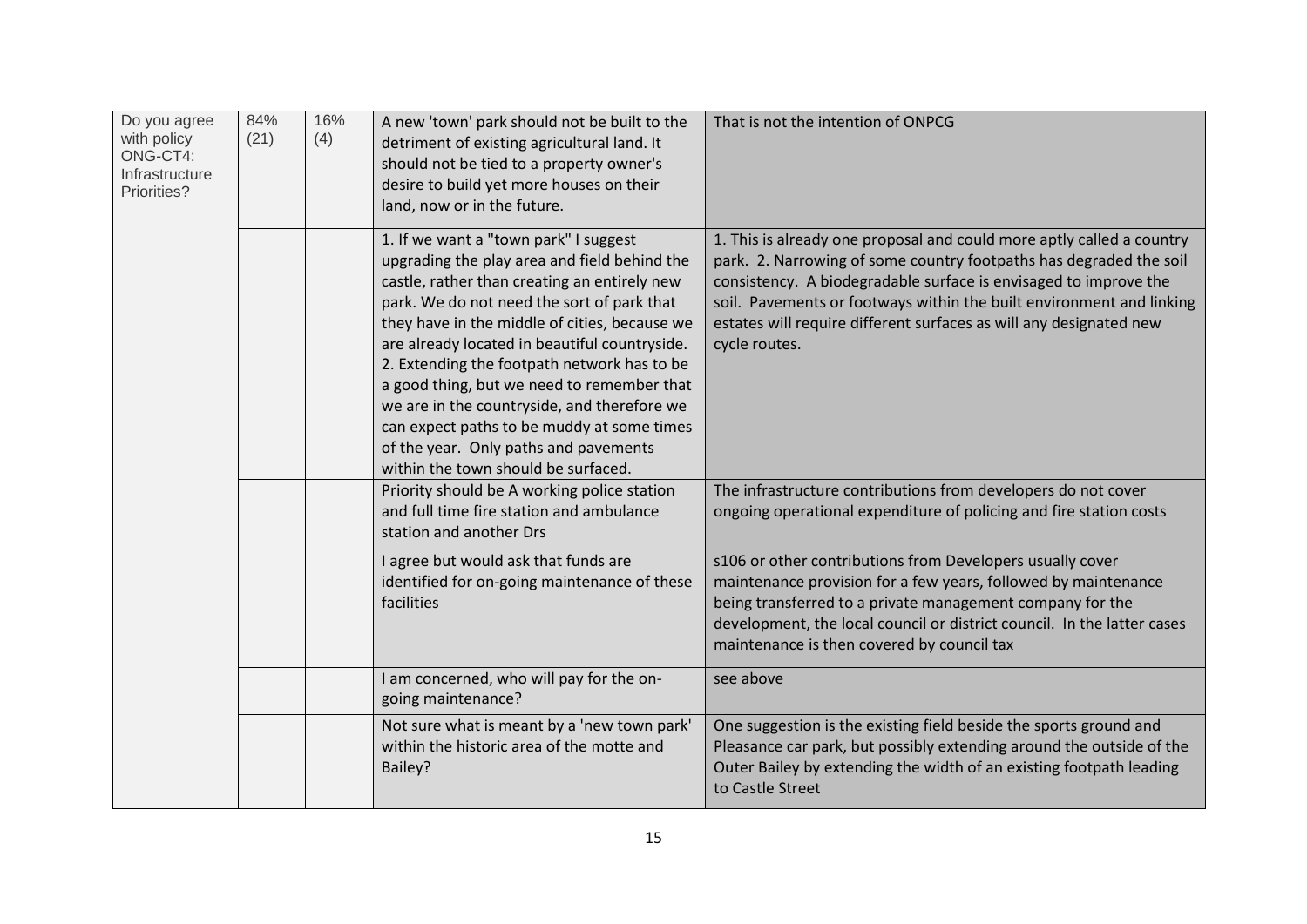| Do you agree with policy ONG-CT4: Infrastructure Priorities? | 84% (21) | 16% (4) | A new 'town' park should not be built to the detriment of existing agricultural land. It should not be tied to a property owner's desire to build yet more houses on their land, now or in the future. | That is not the intention of ONPCG |
|---|---|---|---|---|
| | | | 1. If we want a "town park" I suggest upgrading the play area and field behind the castle, rather than creating an entirely new park. We do not need the sort of park that they have in the middle of cities, because we are already located in beautiful countryside. 2. Extending the footpath network has to be a good thing, but we need to remember that we are in the countryside, and therefore we can expect paths to be muddy at some times of the year. Only paths and pavements within the town should be surfaced. | 1. This is already one proposal and could more aptly called a country park. 2. Narrowing of some country footpaths has degraded the soil consistency. A biodegradable surface is envisaged to improve the soil. Pavements or footways within the built environment and linking estates will require different surfaces as will any designated new cycle routes. |
| | | | Priority should be A working police station and full time fire station and ambulance station and another Drs | The infrastructure contributions from developers do not cover ongoing operational expenditure of policing and fire station costs |
| | | | I agree but would ask that funds are identified for on-going maintenance of these facilities | s106 or other contributions from Developers usually cover maintenance provision for a few years, followed by maintenance being transferred to a private management company for the development, the local council or district council. In the latter cases maintenance is then covered by council tax |
| | | | I am concerned, who will pay for the on-going maintenance? | see above |
| | | | Not sure what is meant by a 'new town park' within the historic area of the motte and Bailey? | One suggestion is the existing field beside the sports ground and Pleasance car park, but possibly extending around the outside of the Outer Bailey by extending the width of an existing footpath leading to Castle Street |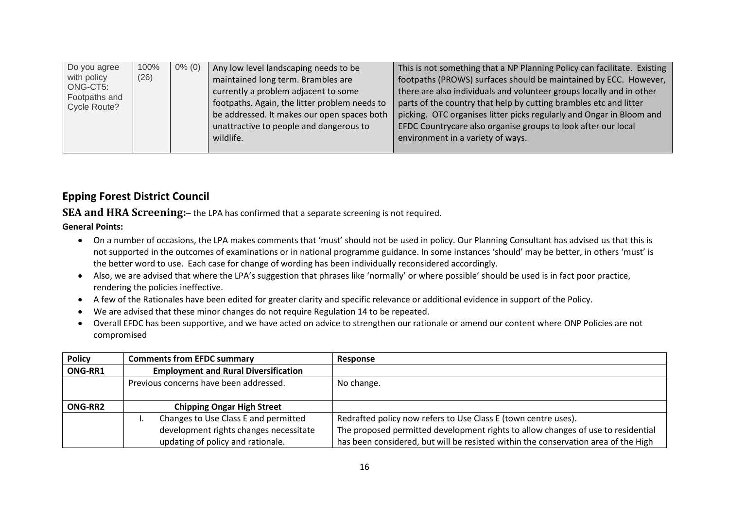| Do you agree with policy ONG-CT5: Footpaths and Cycle Route? | 100% (26) | 0% (0) | Any low level landscaping needs to be maintained long term. Brambles are currently a problem adjacent to some footpaths. Again, the litter problem needs to be addressed. It makes our open spaces both unattractive to people and dangerous to wildlife. | This is not something that a NP Planning Policy can facilitate. Existing footpaths (PROWS) surfaces should be maintained by ECC. However, there are also individuals and volunteer groups locally and in other parts of the country that help by cutting brambles etc and litter picking. OTC organises litter picks regularly and Ongar in Bloom and EFDC Countrycare also organise groups to look after our local environment in a variety of ways. |
|---|---|---|---|---|

## Epping Forest District Council

**SEA and HRA Screening:**– the LPA has confirmed that a separate screening is not required.

**General Points:**

- On a number of occasions, the LPA makes comments that 'must' should not be used in policy. Our Planning Consultant has advised us that this is not supported in the outcomes of examinations or in national programme guidance. In some instances 'should' may be better, in others 'must' is the better word to use. Each case for change of wording has been individually reconsidered accordingly.
- Also, we are advised that where the LPA's suggestion that phrases like 'normally' or where possible' should be used is in fact poor practice, rendering the policies ineffective.
- A few of the Rationales have been edited for greater clarity and specific relevance or additional evidence in support of the Policy.
- We are advised that these minor changes do not require Regulation 14 to be repeated.
- Overall EFDC has been supportive, and we have acted on advice to strengthen our rationale or amend our content where ONP Policies are not compromised

| Policy | Comments from EFDC summary | Response |
|---|---|---|
| **ONG-RR1** | **Employment and Rural Diversification** | |
| | Previous concerns have been addressed. | No change. |
| **ONG-RR2** | **Chipping Ongar High Street** | |
| | I. Changes to Use Class E and permitted development rights changes necessitate updating of policy and rationale. | Redrafted policy now refers to Use Class E (town centre uses).<br>The proposed permitted development rights to allow changes of use to residential has been considered, but will be resisted within the conservation area of the High |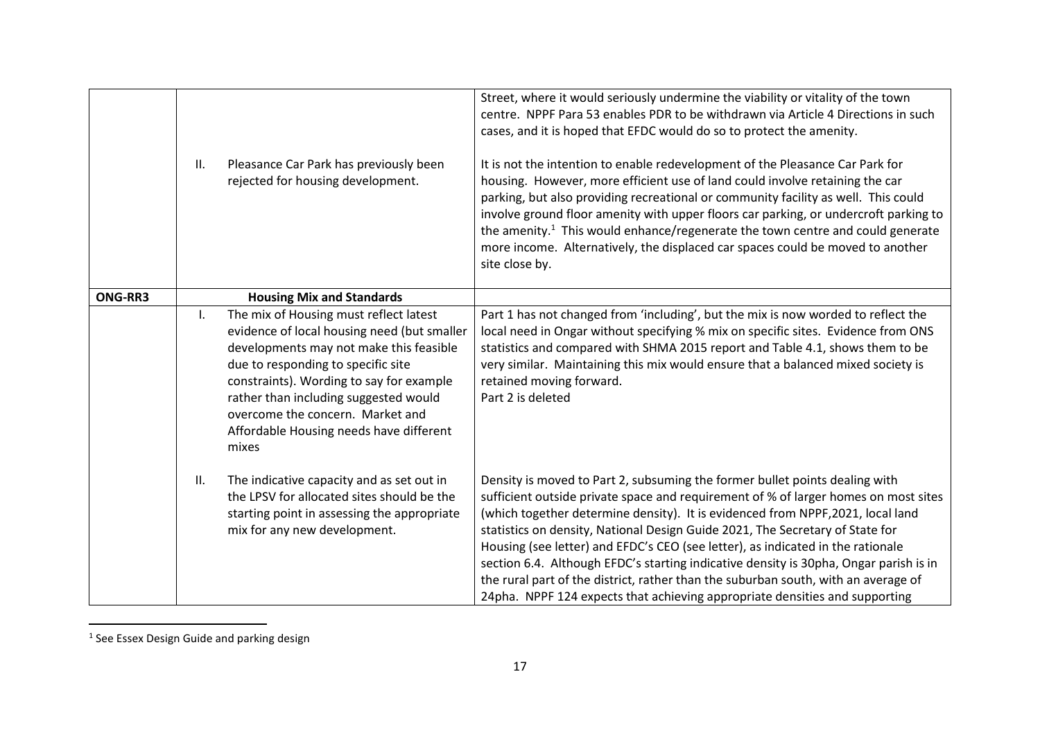| | | |
|---|---|---|
| | | Street, where it would seriously undermine the viability or vitality of the town centre. NPPF Para 53 enables PDR to be withdrawn via Article 4 Directions in such cases, and it is hoped that EFDC would do so to protect the amenity. |
| | II. Pleasance Car Park has previously been rejected for housing development. | It is not the intention to enable redevelopment of the Pleasance Car Park for housing. However, more efficient use of land could involve retaining the car parking, but also providing recreational or community facility as well. This could involve ground floor amenity with upper floors car parking, or undercroft parking to the amenity.[1] This would enhance/regenerate the town centre and could generate more income. Alternatively, the displaced car spaces could be moved to another site close by. |
| **ONG-RR3** | **Housing Mix and Standards** | |
| | I. The mix of Housing must reflect latest evidence of local housing need (but smaller developments may not make this feasible due to responding to specific site constraints). Wording to say for example rather than including suggested would overcome the concern. Market and Affordable Housing needs have different mixes | Part 1 has not changed from 'including', but the mix is now worded to reflect the local need in Ongar without specifying % mix on specific sites. Evidence from ONS statistics and compared with SHMA 2015 report and Table 4.1, shows them to be very similar. Maintaining this mix would ensure that a balanced mixed society is retained moving forward.<br>Part 2 is deleted |
| | II. The indicative capacity and as set out in the LPSV for allocated sites should be the starting point in assessing the appropriate mix for any new development. | Density is moved to Part 2, subsuming the former bullet points dealing with sufficient outside private space and requirement of % of larger homes on most sites (which together determine density). It is evidenced from NPPF,2021, local land statistics on density, National Design Guide 2021, The Secretary of State for Housing (see letter) and EFDC's CEO (see letter), as indicated in the rationale section 6.4. Although EFDC's starting indicative density is 30pha, Ongar parish is in the rural part of the district, rather than the suburban south, with an average of 24pha. NPPF 124 expects that achieving appropriate densities and supporting |

[1] See Essex Design Guide and parking design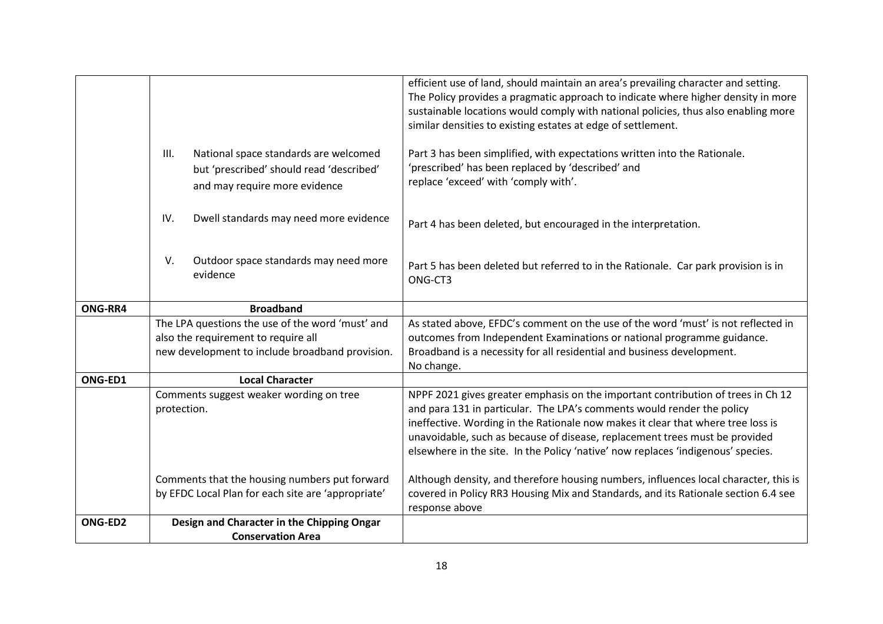| | | |
|---|---|---|
| | | efficient use of land, should maintain an area's prevailing character and setting. The Policy provides a pragmatic approach to indicate where higher density in more sustainable locations would comply with national policies, thus also enabling more similar densities to existing estates at edge of settlement. |
| | III. National space standards are welcomed but 'prescribed' should read 'described' and may require more evidence | Part 3 has been simplified, with expectations written into the Rationale. 'prescribed' has been replaced by 'described' and replace 'exceed' with 'comply with'. |
| | IV. Dwell standards may need more evidence | Part 4 has been deleted, but encouraged in the interpretation. |
| | V. Outdoor space standards may need more evidence | Part 5 has been deleted but referred to in the Rationale. Car park provision is in ONG-CT3 |
| **ONG-RR4** | **Broadband** | |
| | The LPA questions the use of the word 'must' and also the requirement to require all new development to include broadband provision. | As stated above, EFDC's comment on the use of the word 'must' is not reflected in outcomes from Independent Examinations or national programme guidance. Broadband is a necessity for all residential and business development. No change. |
| **ONG-ED1** | **Local Character** | |
| | Comments suggest weaker wording on tree protection. | NPPF 2021 gives greater emphasis on the important contribution of trees in Ch 12 and para 131 in particular. The LPA's comments would render the policy ineffective. Wording in the Rationale now makes it clear that where tree loss is unavoidable, such as because of disease, replacement trees must be provided elsewhere in the site. In the Policy 'native' now replaces 'indigenous' species. |
| | Comments that the housing numbers put forward by EFDC Local Plan for each site are 'appropriate' | Although density, and therefore housing numbers, influences local character, this is covered in Policy RR3 Housing Mix and Standards, and its Rationale section 6.4 see response above |
| **ONG-ED2** | **Design and Character in the Chipping Ongar Conservation Area** | |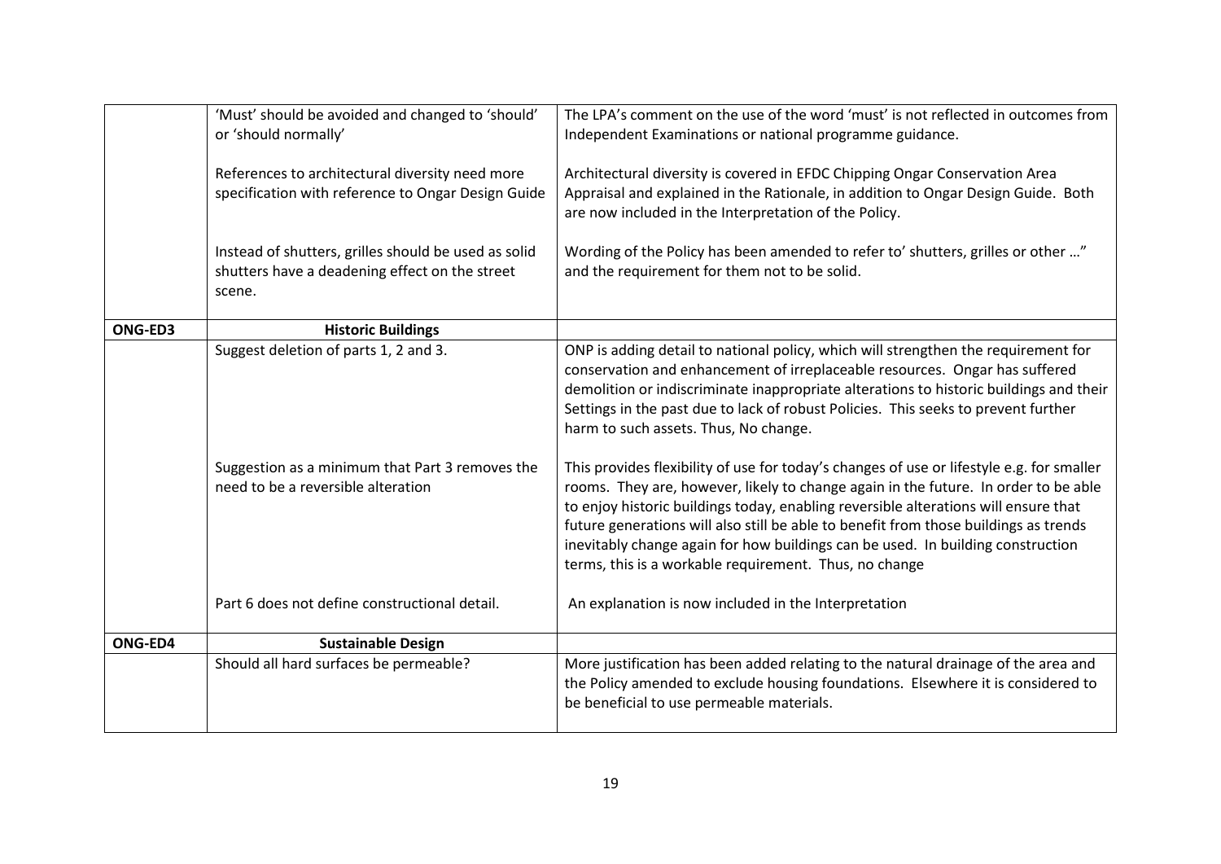| | | |
|---|---|---|
| | 'Must' should be avoided and changed to 'should' or 'should normally' | The LPA's comment on the use of the word 'must' is not reflected in outcomes from Independent Examinations or national programme guidance. |
| | References to architectural diversity need more specification with reference to Ongar Design Guide | Architectural diversity is covered in EFDC Chipping Ongar Conservation Area Appraisal and explained in the Rationale, in addition to Ongar Design Guide. Both are now included in the Interpretation of the Policy. |
| | Instead of shutters, grilles should be used as solid shutters have a deadening effect on the street scene. | Wording of the Policy has been amended to refer to' shutters, grilles or other …" and the requirement for them not to be solid. |
| **ONG-ED3** | **Historic Buildings** | |
| | Suggest deletion of parts 1, 2 and 3. | ONP is adding detail to national policy, which will strengthen the requirement for conservation and enhancement of irreplaceable resources. Ongar has suffered demolition or indiscriminate inappropriate alterations to historic buildings and their Settings in the past due to lack of robust Policies. This seeks to prevent further harm to such assets. Thus, No change. |
| | Suggestion as a minimum that Part 3 removes the need to be a reversible alteration | This provides flexibility of use for today's changes of use or lifestyle e.g. for smaller rooms. They are, however, likely to change again in the future. In order to be able to enjoy historic buildings today, enabling reversible alterations will ensure that future generations will also still be able to benefit from those buildings as trends inevitably change again for how buildings can be used. In building construction terms, this is a workable requirement. Thus, no change |
| | Part 6 does not define constructional detail. | An explanation is now included in the Interpretation |
| **ONG-ED4** | **Sustainable Design** | |
| | Should all hard surfaces be permeable? | More justification has been added relating to the natural drainage of the area and the Policy amended to exclude housing foundations. Elsewhere it is considered to be beneficial to use permeable materials. |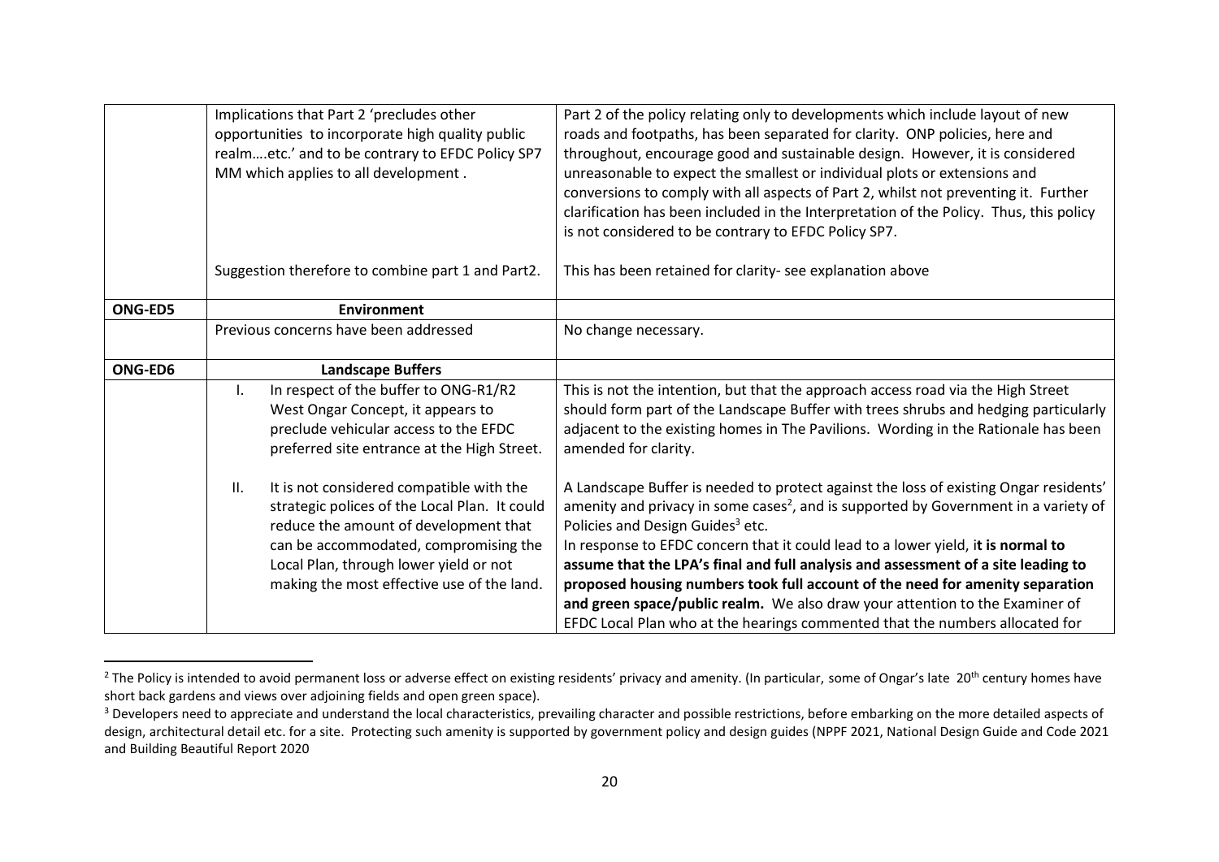| | | |
|---|---|---|
| | Implications that Part 2 'precludes other opportunities to incorporate high quality public realm….etc.' and to be contrary to EFDC Policy SP7 MM which applies to all development .<br><br>Suggestion therefore to combine part 1 and Part2. | Part 2 of the policy relating only to developments which include layout of new roads and footpaths, has been separated for clarity. ONP policies, here and throughout, encourage good and sustainable design. However, it is considered unreasonable to expect the smallest or individual plots or extensions and conversions to comply with all aspects of Part 2, whilst not preventing it. Further clarification has been included in the Interpretation of the Policy. Thus, this policy is not considered to be contrary to EFDC Policy SP7.<br><br>This has been retained for clarity- see explanation above |
| **ONG-ED5** | **Environment** | |
| | Previous concerns have been addressed | No change necessary. |
| **ONG-ED6** | **Landscape Buffers** | |
| | I. In respect of the buffer to ONG-R1/R2 West Ongar Concept, it appears to preclude vehicular access to the EFDC preferred site entrance at the High Street.<br><br>II. It is not considered compatible with the strategic polices of the Local Plan. It could reduce the amount of development that can be accommodated, compromising the Local Plan, through lower yield or not making the most effective use of the land. | This is not the intention, but that the approach access road via the High Street should form part of the Landscape Buffer with trees shrubs and hedging particularly adjacent to the existing homes in The Pavilions. Wording in the Rationale has been amended for clarity.<br><br>A Landscape Buffer is needed to protect against the loss of existing Ongar residents' amenity and privacy in some cases[2], and is supported by Government in a variety of Policies and Design Guides[3] etc.<br>In response to EFDC concern that it could lead to a lower yield, i**t is normal to assume that the LPA's final and full analysis and assessment of a site leading to proposed housing numbers took full account of the need for amenity separation and green space/public realm.** We also draw your attention to the Examiner of EFDC Local Plan who at the hearings commented that the numbers allocated for |

[2] The Policy is intended to avoid permanent loss or adverse effect on existing residents' privacy and amenity. (In particular, some of Ongar's late 20th century homes have short back gardens and views over adjoining fields and open green space).

[3] Developers need to appreciate and understand the local characteristics, prevailing character and possible restrictions, before embarking on the more detailed aspects of design, architectural detail etc. for a site. Protecting such amenity is supported by government policy and design guides (NPPF 2021, National Design Guide and Code 2021 and Building Beautiful Report 2020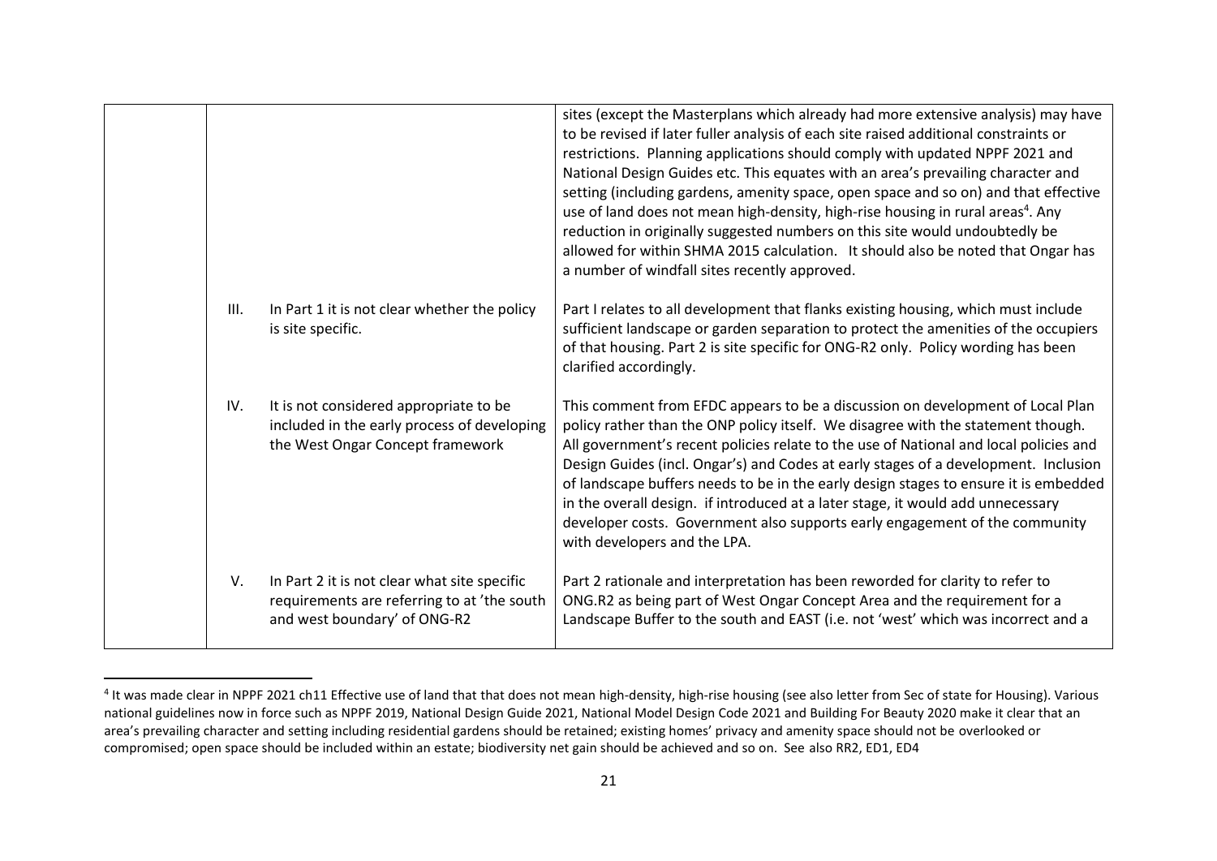| | | |
|---|---|---|
| | | sites (except the Masterplans which already had more extensive analysis) may have to be revised if later fuller analysis of each site raised additional constraints or restrictions. Planning applications should comply with updated NPPF 2021 and National Design Guides etc. This equates with an area's prevailing character and setting (including gardens, amenity space, open space and so on) and that effective use of land does not mean high-density, high-rise housing in rural areas[4]. Any reduction in originally suggested numbers on this site would undoubtedly be allowed for within SHMA 2015 calculation. It should also be noted that Ongar has a number of windfall sites recently approved. |
| | III. In Part 1 it is not clear whether the policy is site specific. | Part I relates to all development that flanks existing housing, which must include sufficient landscape or garden separation to protect the amenities of the occupiers of that housing. Part 2 is site specific for ONG-R2 only. Policy wording has been clarified accordingly. |
| | IV. It is not considered appropriate to be included in the early process of developing the West Ongar Concept framework | This comment from EFDC appears to be a discussion on development of Local Plan policy rather than the ONP policy itself. We disagree with the statement though. All government's recent policies relate to the use of National and local policies and Design Guides (incl. Ongar's) and Codes at early stages of a development. Inclusion of landscape buffers needs to be in the early design stages to ensure it is embedded in the overall design. if introduced at a later stage, it would add unnecessary developer costs. Government also supports early engagement of the community with developers and the LPA. |
| | V. In Part 2 it is not clear what site specific requirements are referring to at 'the south and west boundary' of ONG-R2 | Part 2 rationale and interpretation has been reworded for clarity to refer to ONG.R2 as being part of West Ongar Concept Area and the requirement for a Landscape Buffer to the south and EAST (i.e. not 'west' which was incorrect and a |

[4] It was made clear in NPPF 2021 ch11 Effective use of land that that does not mean high-density, high-rise housing (see also letter from Sec of state for Housing). Various national guidelines now in force such as NPPF 2019, National Design Guide 2021, National Model Design Code 2021 and Building For Beauty 2020 make it clear that an area's prevailing character and setting including residential gardens should be retained; existing homes' privacy and amenity space should not be overlooked or compromised; open space should be included within an estate; biodiversity net gain should be achieved and so on. See also RR2, ED1, ED4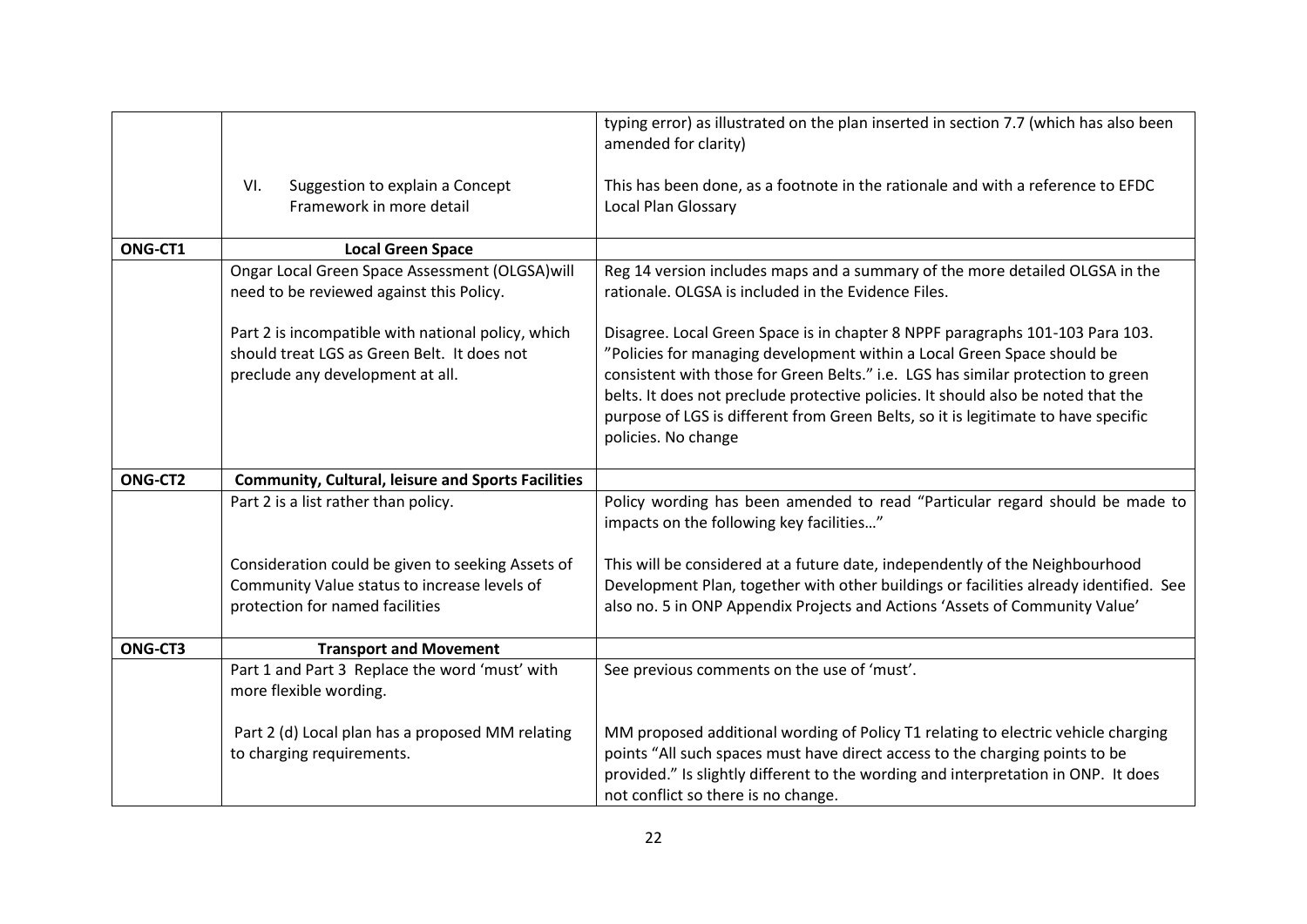| | | |
|---|---|---|
| | | typing error) as illustrated on the plan inserted in section 7.7 (which has also been amended for clarity) |
| | VI. Suggestion to explain a Concept Framework in more detail | This has been done, as a footnote in the rationale and with a reference to EFDC Local Plan Glossary |
| **ONG-CT1** | **Local Green Space** | |
| | Ongar Local Green Space Assessment (OLGSA)will need to be reviewed against this Policy. | Reg 14 version includes maps and a summary of the more detailed OLGSA in the rationale. OLGSA is included in the Evidence Files. |
| | Part 2 is incompatible with national policy, which should treat LGS as Green Belt. It does not preclude any development at all. | Disagree. Local Green Space is in chapter 8 NPPF paragraphs 101-103 Para 103. "Policies for managing development within a Local Green Space should be consistent with those for Green Belts." i.e. LGS has similar protection to green belts. It does not preclude protective policies. It should also be noted that the purpose of LGS is different from Green Belts, so it is legitimate to have specific policies. No change |
| **ONG-CT2** | **Community, Cultural, leisure and Sports Facilities** | |
| | Part 2 is a list rather than policy. | Policy wording has been amended to read "Particular regard should be made to impacts on the following key facilities…" |
| | Consideration could be given to seeking Assets of Community Value status to increase levels of protection for named facilities | This will be considered at a future date, independently of the Neighbourhood Development Plan, together with other buildings or facilities already identified. See also no. 5 in ONP Appendix Projects and Actions 'Assets of Community Value' |
| **ONG-CT3** | **Transport and Movement** | |
| | Part 1 and Part 3 Replace the word 'must' with more flexible wording. | See previous comments on the use of 'must'. |
| | Part 2 (d) Local plan has a proposed MM relating to charging requirements. | MM proposed additional wording of Policy T1 relating to electric vehicle charging points "All such spaces must have direct access to the charging points to be provided." Is slightly different to the wording and interpretation in ONP. It does not conflict so there is no change. |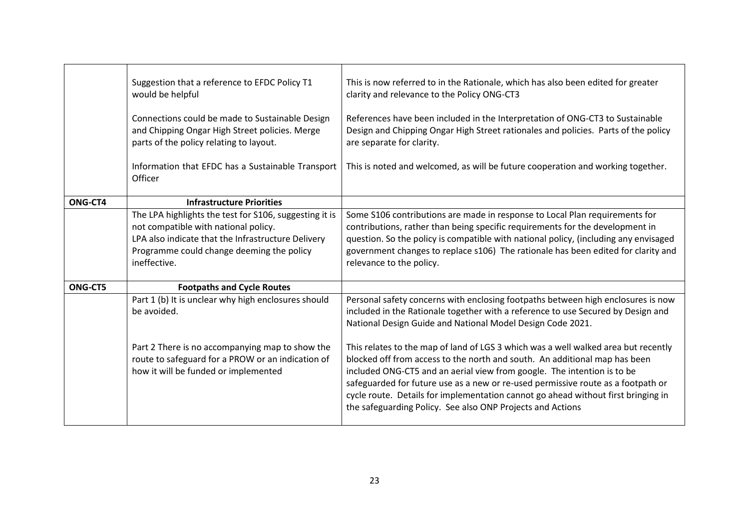| | | |
|---|---|---|
| | Suggestion that a reference to EFDC Policy T1 would be helpful | This is now referred to in the Rationale, which has also been edited for greater clarity and relevance to the Policy ONG-CT3 |
| | Connections could be made to Sustainable Design and Chipping Ongar High Street policies. Merge parts of the policy relating to layout. | References have been included in the Interpretation of ONG-CT3 to Sustainable Design and Chipping Ongar High Street rationales and policies. Parts of the policy are separate for clarity. |
| | Information that EFDC has a Sustainable Transport Officer | This is noted and welcomed, as will be future cooperation and working together. |
| **ONG-CT4** | **Infrastructure Priorities** | |
| | The LPA highlights the test for S106, suggesting it is not compatible with national policy. LPA also indicate that the Infrastructure Delivery Programme could change deeming the policy ineffective. | Some S106 contributions are made in response to Local Plan requirements for contributions, rather than being specific requirements for the development in question. So the policy is compatible with national policy, (including any envisaged government changes to replace s106) The rationale has been edited for clarity and relevance to the policy. |
| **ONG-CT5** | **Footpaths and Cycle Routes** | |
| | Part 1 (b) It is unclear why high enclosures should be avoided. | Personal safety concerns with enclosing footpaths between high enclosures is now included in the Rationale together with a reference to use Secured by Design and National Design Guide and National Model Design Code 2021. |
| | Part 2 There is no accompanying map to show the route to safeguard for a PROW or an indication of how it will be funded or implemented | This relates to the map of land of LGS 3 which was a well walked area but recently blocked off from access to the north and south. An additional map has been included ONG-CT5 and an aerial view from google. The intention is to be safeguarded for future use as a new or re-used permissive route as a footpath or cycle route. Details for implementation cannot go ahead without first bringing in the safeguarding Policy. See also ONP Projects and Actions |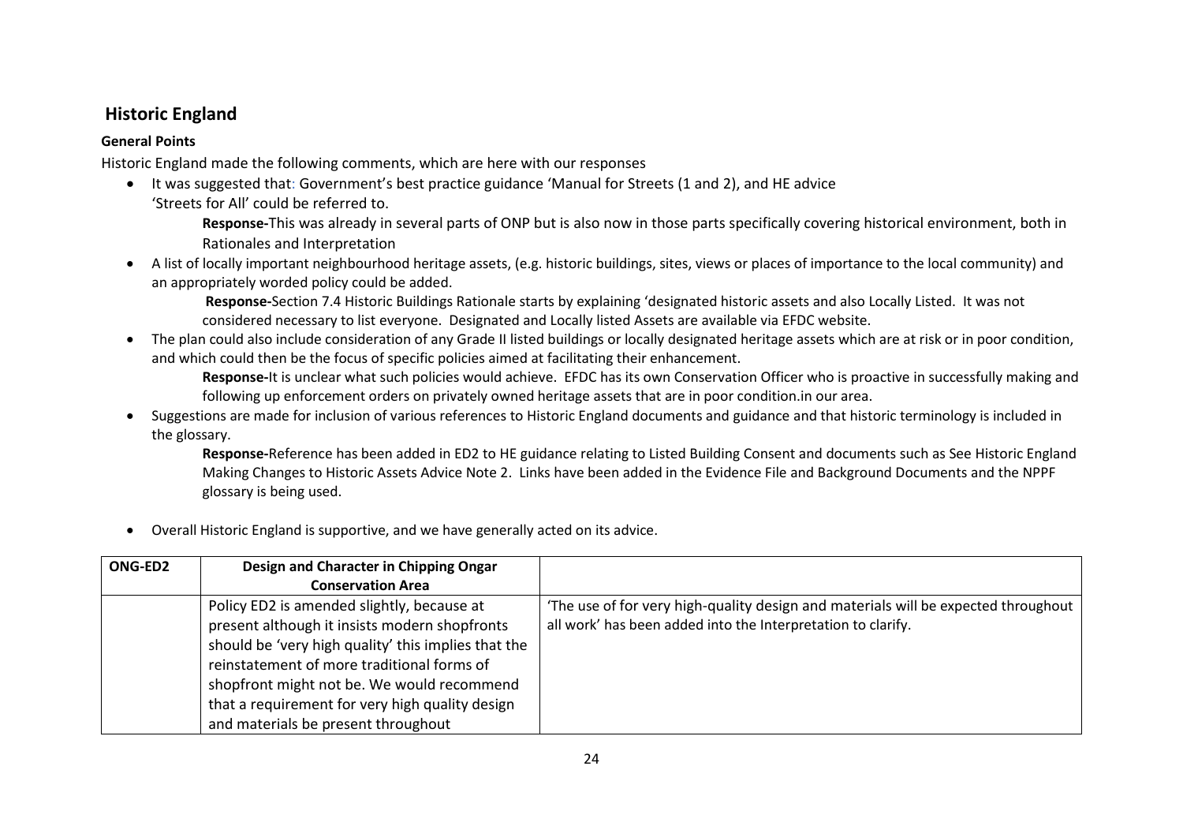## Historic England

**General Points**

Historic England made the following comments, which are here with our responses

- It was suggested that: Government's best practice guidance 'Manual for Streets (1 and 2), and HE advice 'Streets for All' could be referred to.

  **Response-**This was already in several parts of ONP but is also now in those parts specifically covering historical environment, both in Rationales and Interpretation

- A list of locally important neighbourhood heritage assets, (e.g. historic buildings, sites, views or places of importance to the local community) and an appropriately worded policy could be added.

  **Response-**Section 7.4 Historic Buildings Rationale starts by explaining 'designated historic assets and also Locally Listed. It was not considered necessary to list everyone. Designated and Locally listed Assets are available via EFDC website.

- The plan could also include consideration of any Grade II listed buildings or locally designated heritage assets which are at risk or in poor condition, and which could then be the focus of specific policies aimed at facilitating their enhancement.

  **Response-**It is unclear what such policies would achieve. EFDC has its own Conservation Officer who is proactive in successfully making and following up enforcement orders on privately owned heritage assets that are in poor condition.in our area.

- Suggestions are made for inclusion of various references to Historic England documents and guidance and that historic terminology is included in the glossary.

  **Response-**Reference has been added in ED2 to HE guidance relating to Listed Building Consent and documents such as See Historic England Making Changes to Historic Assets Advice Note 2. Links have been added in the Evidence File and Background Documents and the NPPF glossary is being used.

- Overall Historic England is supportive, and we have generally acted on its advice.

| ONG-ED2 | Design and Character in Chipping Ongar Conservation Area | |
|---|---|---|
| | Policy ED2 is amended slightly, because at present although it insists modern shopfronts should be 'very high quality' this implies that the reinstatement of more traditional forms of shopfront might not be. We would recommend that a requirement for very high quality design and materials be present throughout | 'The use of for very high-quality design and materials will be expected throughout all work' has been added into the Interpretation to clarify. |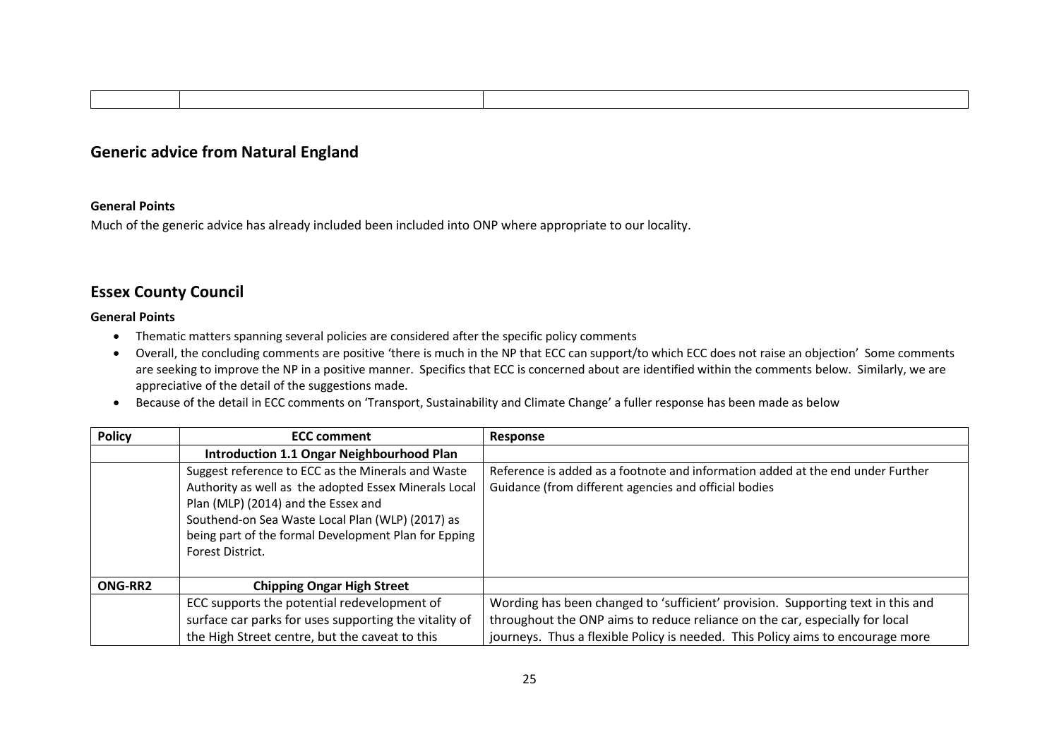| | | |
|---|---|---|
| | | |

## Generic advice from Natural England

**General Points**

Much of the generic advice has already included been included into ONP where appropriate to our locality.

## Essex County Council

**General Points**

- Thematic matters spanning several policies are considered after the specific policy comments
- Overall, the concluding comments are positive 'there is much in the NP that ECC can support/to which ECC does not raise an objection' Some comments are seeking to improve the NP in a positive manner. Specifics that ECC is concerned about are identified within the comments below. Similarly, we are appreciative of the detail of the suggestions made.
- Because of the detail in ECC comments on 'Transport, Sustainability and Climate Change' a fuller response has been made as below

| Policy | ECC comment | Response |
|---|---|---|
| | **Introduction 1.1 Ongar Neighbourhood Plan** | |
| | Suggest reference to ECC as the Minerals and Waste Authority as well as the adopted Essex Minerals Local Plan (MLP) (2014) and the Essex and Southend-on Sea Waste Local Plan (WLP) (2017) as being part of the formal Development Plan for Epping Forest District. | Reference is added as a footnote and information added at the end under Further Guidance (from different agencies and official bodies |
| **ONG-RR2** | **Chipping Ongar High Street** | |
| | ECC supports the potential redevelopment of surface car parks for uses supporting the vitality of the High Street centre, but the caveat to this | Wording has been changed to 'sufficient' provision. Supporting text in this and throughout the ONP aims to reduce reliance on the car, especially for local journeys. Thus a flexible Policy is needed. This Policy aims to encourage more |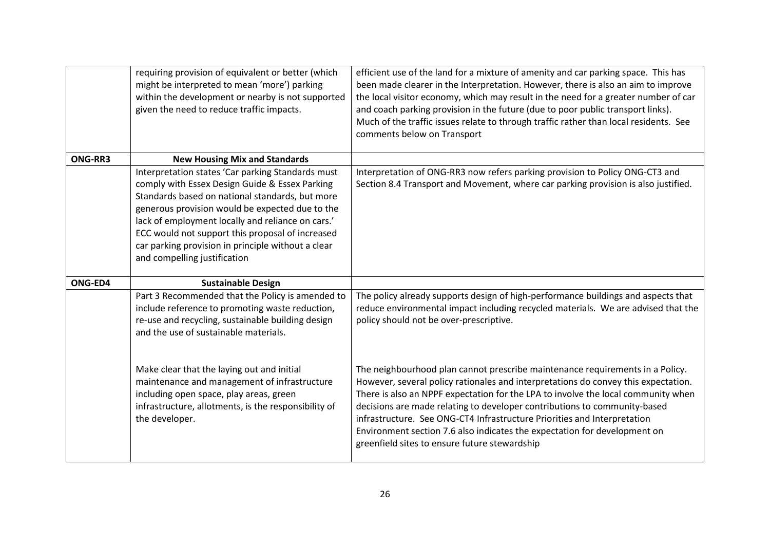| | | |
|---|---|---|
| | requiring provision of equivalent or better (which might be interpreted to mean 'more') parking within the development or nearby is not supported given the need to reduce traffic impacts. | efficient use of the land for a mixture of amenity and car parking space. This has been made clearer in the Interpretation. However, there is also an aim to improve the local visitor economy, which may result in the need for a greater number of car and coach parking provision in the future (due to poor public transport links). Much of the traffic issues relate to through traffic rather than local residents. See comments below on Transport |
| **ONG-RR3** | **New Housing Mix and Standards** | |
| | Interpretation states 'Car parking Standards must comply with Essex Design Guide & Essex Parking Standards based on national standards, but more generous provision would be expected due to the lack of employment locally and reliance on cars.' ECC would not support this proposal of increased car parking provision in principle without a clear and compelling justification | Interpretation of ONG-RR3 now refers parking provision to Policy ONG-CT3 and Section 8.4 Transport and Movement, where car parking provision is also justified. |
| **ONG-ED4** | **Sustainable Design** | |
| | Part 3 Recommended that the Policy is amended to include reference to promoting waste reduction, re-use and recycling, sustainable building design and the use of sustainable materials. | The policy already supports design of high-performance buildings and aspects that reduce environmental impact including recycled materials. We are advised that the policy should not be over-prescriptive. |
| | Make clear that the laying out and initial maintenance and management of infrastructure including open space, play areas, green infrastructure, allotments, is the responsibility of the developer. | The neighbourhood plan cannot prescribe maintenance requirements in a Policy. However, several policy rationales and interpretations do convey this expectation. There is also an NPPF expectation for the LPA to involve the local community when decisions are made relating to developer contributions to community-based infrastructure. See ONG-CT4 Infrastructure Priorities and Interpretation Environment section 7.6 also indicates the expectation for development on greenfield sites to ensure future stewardship |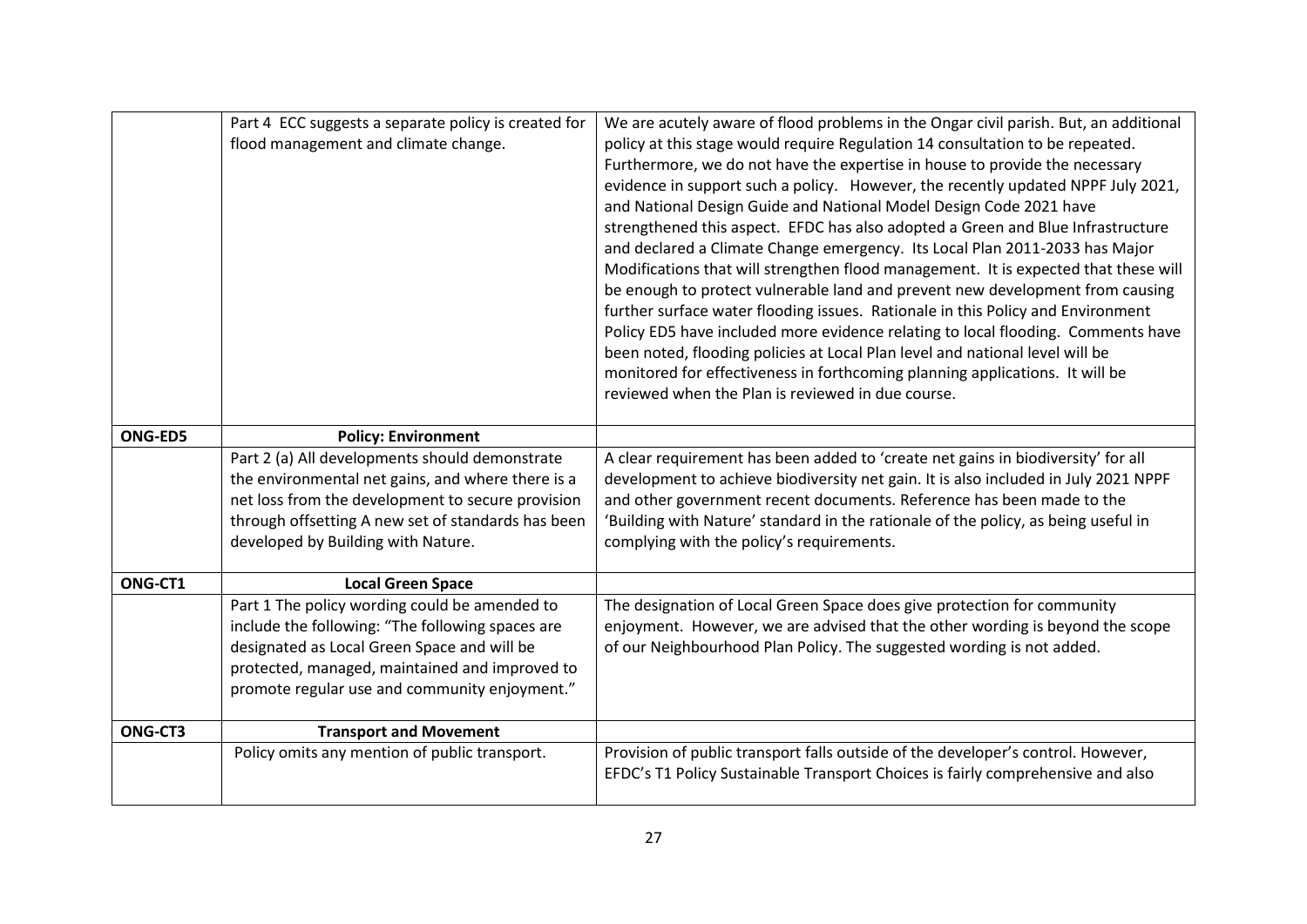| | | |
|---|---|---|
| | Part 4 ECC suggests a separate policy is created for flood management and climate change. | We are acutely aware of flood problems in the Ongar civil parish. But, an additional policy at this stage would require Regulation 14 consultation to be repeated. Furthermore, we do not have the expertise in house to provide the necessary evidence in support such a policy. However, the recently updated NPPF July 2021, and National Design Guide and National Model Design Code 2021 have strengthened this aspect. EFDC has also adopted a Green and Blue Infrastructure and declared a Climate Change emergency. Its Local Plan 2011-2033 has Major Modifications that will strengthen flood management. It is expected that these will be enough to protect vulnerable land and prevent new development from causing further surface water flooding issues. Rationale in this Policy and Environment Policy ED5 have included more evidence relating to local flooding. Comments have been noted, flooding policies at Local Plan level and national level will be monitored for effectiveness in forthcoming planning applications. It will be reviewed when the Plan is reviewed in due course. |
| **ONG-ED5** | **Policy: Environment** | |
| | Part 2 (a) All developments should demonstrate the environmental net gains, and where there is a net loss from the development to secure provision through offsetting A new set of standards has been developed by Building with Nature. | A clear requirement has been added to 'create net gains in biodiversity' for all development to achieve biodiversity net gain. It is also included in July 2021 NPPF and other government recent documents. Reference has been made to the 'Building with Nature' standard in the rationale of the policy, as being useful in complying with the policy's requirements. |
| **ONG-CT1** | **Local Green Space** | |
| | Part 1 The policy wording could be amended to include the following: "The following spaces are designated as Local Green Space and will be protected, managed, maintained and improved to promote regular use and community enjoyment." | The designation of Local Green Space does give protection for community enjoyment. However, we are advised that the other wording is beyond the scope of our Neighbourhood Plan Policy. The suggested wording is not added. |
| **ONG-CT3** | **Transport and Movement** | |
| | Policy omits any mention of public transport. | Provision of public transport falls outside of the developer's control. However, EFDC's T1 Policy Sustainable Transport Choices is fairly comprehensive and also |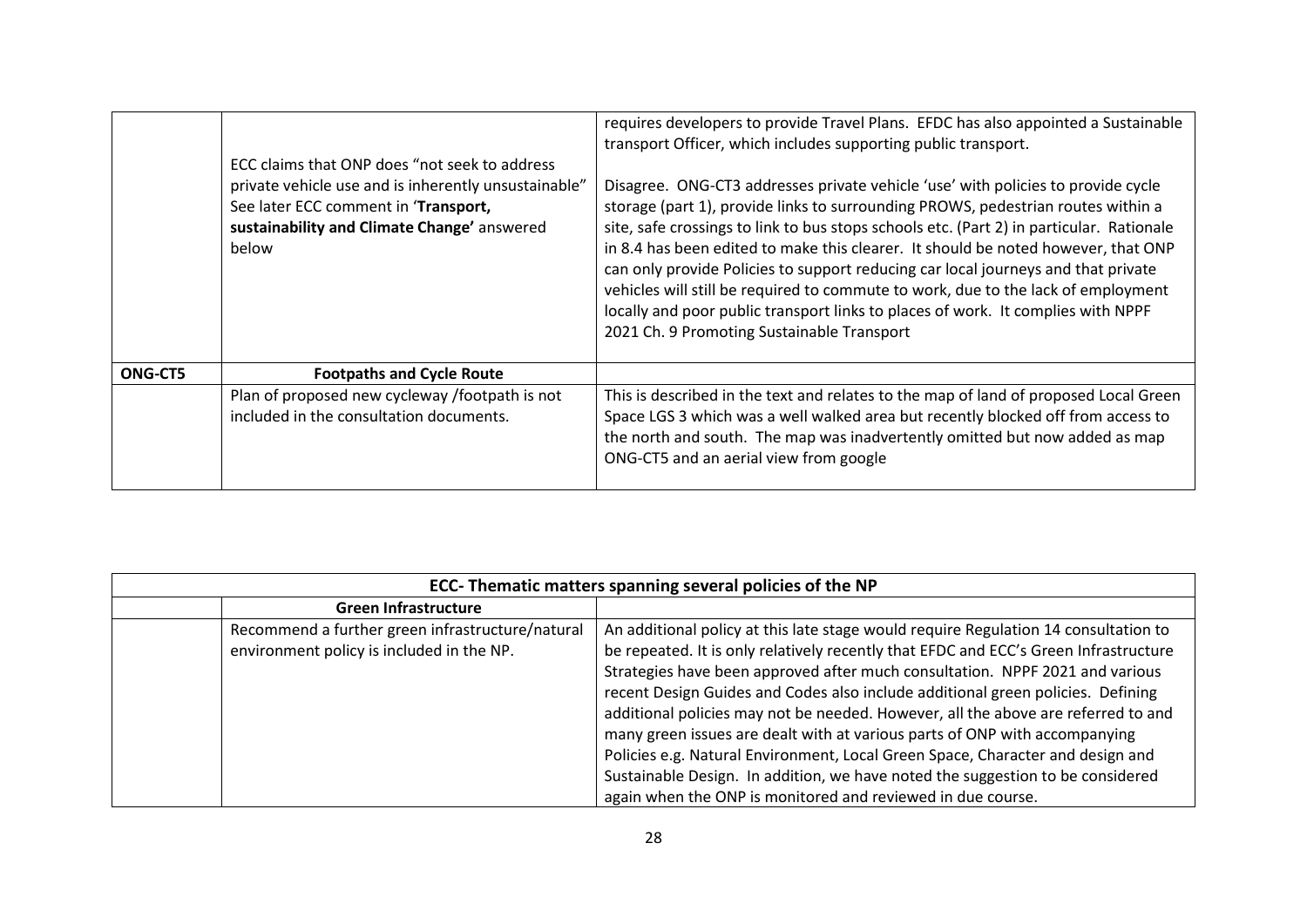| | | |
|---|---|---|
| | ECC claims that ONP does "not seek to address private vehicle use and is inherently unsustainable" See later ECC comment in '**Transport, sustainability and Climate Change'** answered below | requires developers to provide Travel Plans. EFDC has also appointed a Sustainable transport Officer, which includes supporting public transport.<br><br>Disagree. ONG-CT3 addresses private vehicle 'use' with policies to provide cycle storage (part 1), provide links to surrounding PROWS, pedestrian routes within a site, safe crossings to link to bus stops schools etc. (Part 2) in particular. Rationale in 8.4 has been edited to make this clearer. It should be noted however, that ONP can only provide Policies to support reducing car local journeys and that private vehicles will still be required to commute to work, due to the lack of employment locally and poor public transport links to places of work. It complies with NPPF 2021 Ch. 9 Promoting Sustainable Transport |
| **ONG-CT5** | **Footpaths and Cycle Route** | |
| | Plan of proposed new cycleway /footpath is not included in the consultation documents. | This is described in the text and relates to the map of land of proposed Local Green Space LGS 3 which was a well walked area but recently blocked off from access to the north and south. The map was inadvertently omitted but now added as map ONG-CT5 and an aerial view from google |

| **ECC- Thematic matters spanning several policies of the NP** | | |
|---|---|---|
| | **Green Infrastructure** | |
| | Recommend a further green infrastructure/natural environment policy is included in the NP. | An additional policy at this late stage would require Regulation 14 consultation to be repeated. It is only relatively recently that EFDC and ECC's Green Infrastructure Strategies have been approved after much consultation. NPPF 2021 and various recent Design Guides and Codes also include additional green policies. Defining additional policies may not be needed. However, all the above are referred to and many green issues are dealt with at various parts of ONP with accompanying Policies e.g. Natural Environment, Local Green Space, Character and design and Sustainable Design. In addition, we have noted the suggestion to be considered again when the ONP is monitored and reviewed in due course. |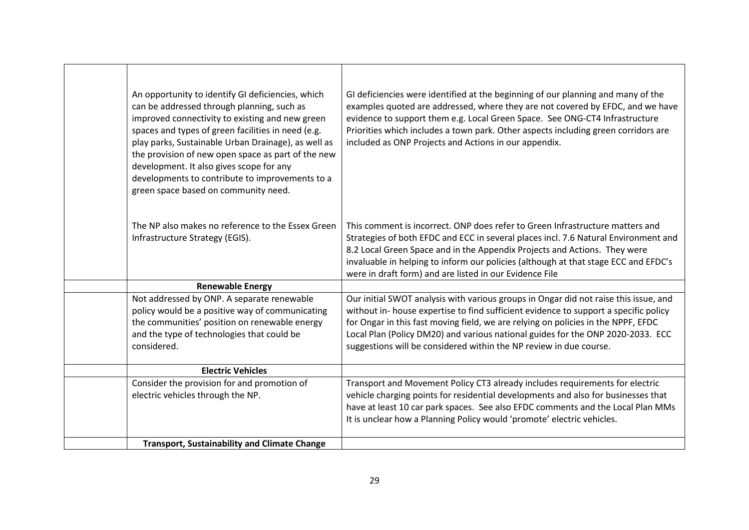| | | |
|---|---|---|
| | An opportunity to identify GI deficiencies, which can be addressed through planning, such as improved connectivity to existing and new green spaces and types of green facilities in need (e.g. play parks, Sustainable Urban Drainage), as well as the provision of new open space as part of the new development. It also gives scope for any developments to contribute to improvements to a green space based on community need. | GI deficiencies were identified at the beginning of our planning and many of the examples quoted are addressed, where they are not covered by EFDC, and we have evidence to support them e.g. Local Green Space. See ONG-CT4 Infrastructure Priorities which includes a town park. Other aspects including green corridors are included as ONP Projects and Actions in our appendix. |
| | The NP also makes no reference to the Essex Green Infrastructure Strategy (EGIS). | This comment is incorrect. ONP does refer to Green Infrastructure matters and Strategies of both EFDC and ECC in several places incl. 7.6 Natural Environment and 8.2 Local Green Space and in the Appendix Projects and Actions. They were invaluable in helping to inform our policies (although at that stage ECC and EFDC's were in draft form) and are listed in our Evidence File |
| | **Renewable Energy** | |
| | Not addressed by ONP. A separate renewable policy would be a positive way of communicating the communities' position on renewable energy and the type of technologies that could be considered. | Our initial SWOT analysis with various groups in Ongar did not raise this issue, and without in- house expertise to find sufficient evidence to support a specific policy for Ongar in this fast moving field, we are relying on policies in the NPPF, EFDC Local Plan (Policy DM20) and various national guides for the ONP 2020-2033. ECC suggestions will be considered within the NP review in due course. |
| | **Electric Vehicles** | |
| | Consider the provision for and promotion of electric vehicles through the NP. | Transport and Movement Policy CT3 already includes requirements for electric vehicle charging points for residential developments and also for businesses that have at least 10 car park spaces. See also EFDC comments and the Local Plan MMs It is unclear how a Planning Policy would 'promote' electric vehicles. |
| | **Transport, Sustainability and Climate Change** | |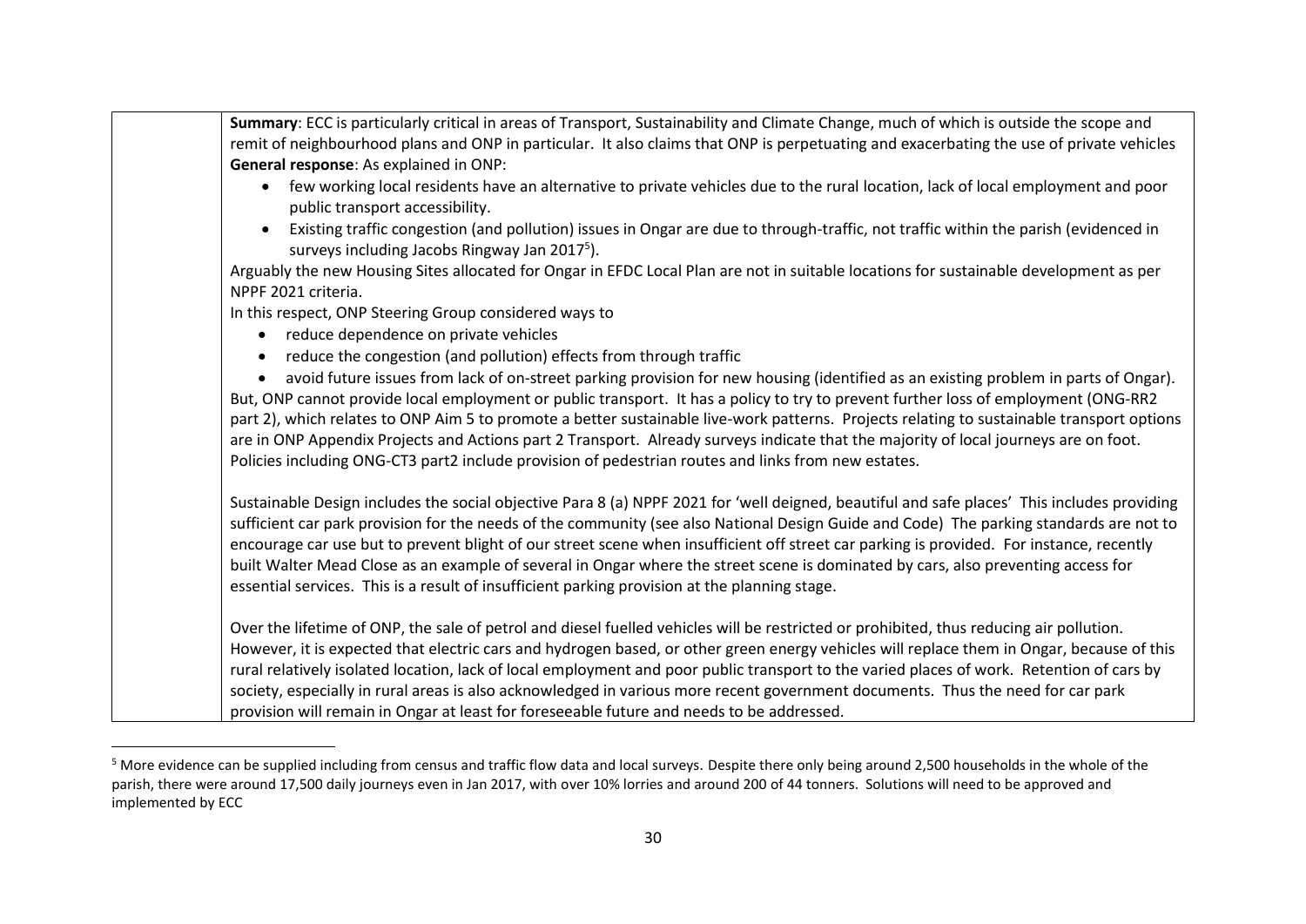| | |
|---|---|
| | **Summary**: ECC is particularly critical in areas of Transport, Sustainability and Climate Change, much of which is outside the scope and remit of neighbourhood plans and ONP in particular. It also claims that ONP is perpetuating and exacerbating the use of private vehicles<br>**General response**: As explained in ONP:<br>• few working local residents have an alternative to private vehicles due to the rural location, lack of local employment and poor public transport accessibility.<br>• Existing traffic congestion (and pollution) issues in Ongar are due to through-traffic, not traffic within the parish (evidenced in surveys including Jacobs Ringway Jan 2017[5]).<br>Arguably the new Housing Sites allocated for Ongar in EFDC Local Plan are not in suitable locations for sustainable development as per NPPF 2021 criteria.<br>In this respect, ONP Steering Group considered ways to<br>• reduce dependence on private vehicles<br>• reduce the congestion (and pollution) effects from through traffic<br>• avoid future issues from lack of on-street parking provision for new housing (identified as an existing problem in parts of Ongar).<br>But, ONP cannot provide local employment or public transport. It has a policy to try to prevent further loss of employment (ONG-RR2 part 2), which relates to ONP Aim 5 to promote a better sustainable live-work patterns. Projects relating to sustainable transport options are in ONP Appendix Projects and Actions part 2 Transport. Already surveys indicate that the majority of local journeys are on foot. Policies including ONG-CT3 part2 include provision of pedestrian routes and links from new estates.<br><br>Sustainable Design includes the social objective Para 8 (a) NPPF 2021 for 'well deigned, beautiful and safe places' This includes providing sufficient car park provision for the needs of the community (see also National Design Guide and Code) The parking standards are not to encourage car use but to prevent blight of our street scene when insufficient off street car parking is provided. For instance, recently built Walter Mead Close as an example of several in Ongar where the street scene is dominated by cars, also preventing access for essential services. This is a result of insufficient parking provision at the planning stage.<br><br>Over the lifetime of ONP, the sale of petrol and diesel fuelled vehicles will be restricted or prohibited, thus reducing air pollution. However, it is expected that electric cars and hydrogen based, or other green energy vehicles will replace them in Ongar, because of this rural relatively isolated location, lack of local employment and poor public transport to the varied places of work. Retention of cars by society, especially in rural areas is also acknowledged in various more recent government documents. Thus the need for car park provision will remain in Ongar at least for foreseeable future and needs to be addressed. |

[5] More evidence can be supplied including from census and traffic flow data and local surveys. Despite there only being around 2,500 households in the whole of the parish, there were around 17,500 daily journeys even in Jan 2017, with over 10% lorries and around 200 of 44 tonners. Solutions will need to be approved and implemented by ECC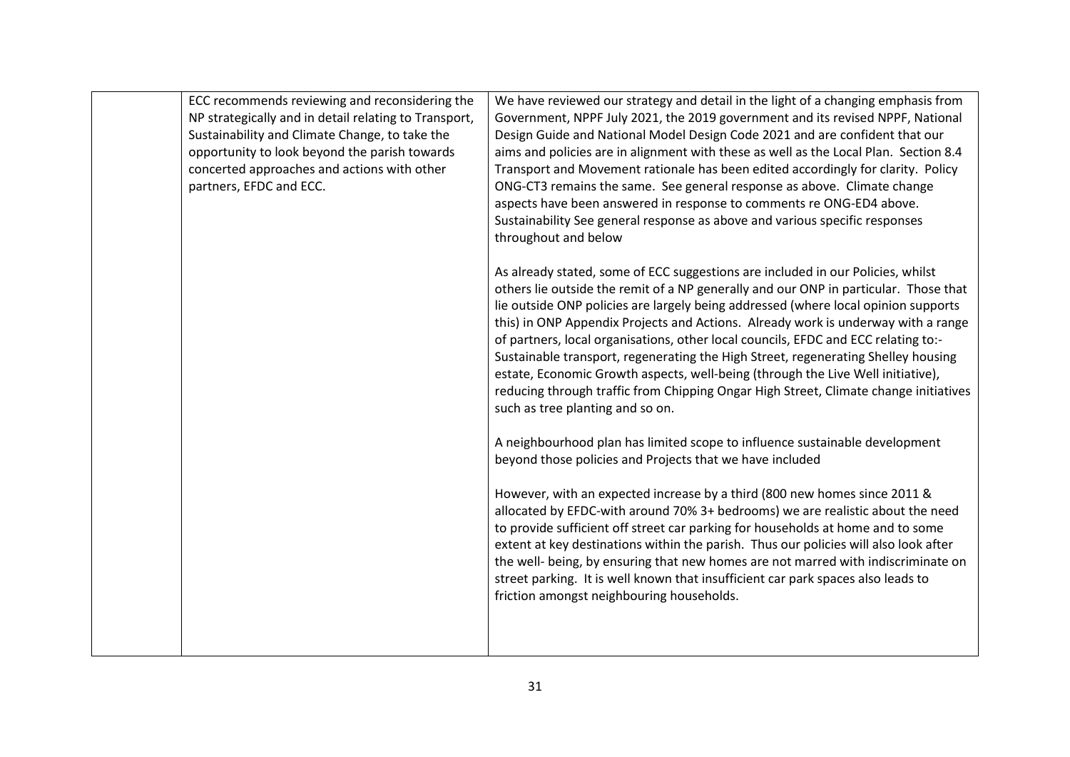|  | ECC recommends reviewing and reconsidering the NP strategically and in detail relating to Transport, Sustainability and Climate Change, to take the opportunity to look beyond the parish towards concerted approaches and actions with other partners, EFDC and ECC. | We have reviewed our strategy and detail in the light of a changing emphasis from Government, NPPF July 2021, the 2019 government and its revised NPPF, National Design Guide and National Model Design Code 2021 and are confident that our aims and policies are in alignment with these as well as the Local Plan. Section 8.4 Transport and Movement rationale has been edited accordingly for clarity. Policy ONG-CT3 remains the same. See general response as above. Climate change aspects have been answered in response to comments re ONG-ED4 above. Sustainability See general response as above and various specific responses throughout and below<br><br>As already stated, some of ECC suggestions are included in our Policies, whilst others lie outside the remit of a NP generally and our ONP in particular. Those that lie outside ONP policies are largely being addressed (where local opinion supports this) in ONP Appendix Projects and Actions. Already work is underway with a range of partners, local organisations, other local councils, EFDC and ECC relating to:- Sustainable transport, regenerating the High Street, regenerating Shelley housing estate, Economic Growth aspects, well-being (through the Live Well initiative), reducing through traffic from Chipping Ongar High Street, Climate change initiatives such as tree planting and so on.<br><br>A neighbourhood plan has limited scope to influence sustainable development beyond those policies and Projects that we have included<br><br>However, with an expected increase by a third (800 new homes since 2011 & allocated by EFDC-with around 70% 3+ bedrooms) we are realistic about the need to provide sufficient off street car parking for households at home and to some extent at key destinations within the parish. Thus our policies will also look after the well- being, by ensuring that new homes are not marred with indiscriminate on street parking. It is well known that insufficient car park spaces also leads to friction amongst neighbouring households. |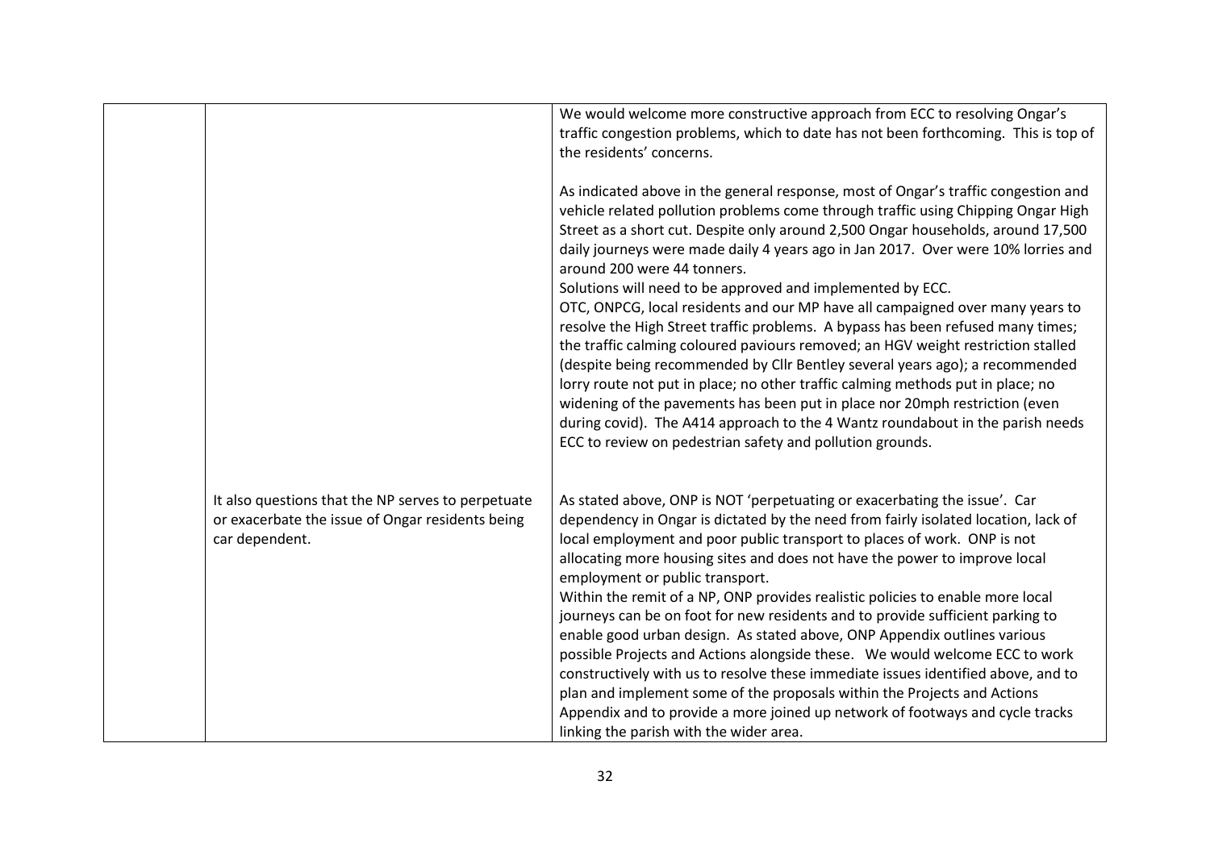| | | |
|---|---|---|
| | | We would welcome more constructive approach from ECC to resolving Ongar's traffic congestion problems, which to date has not been forthcoming. This is top of the residents' concerns.<br><br>As indicated above in the general response, most of Ongar's traffic congestion and vehicle related pollution problems come through traffic using Chipping Ongar High Street as a short cut. Despite only around 2,500 Ongar households, around 17,500 daily journeys were made daily 4 years ago in Jan 2017. Over were 10% lorries and around 200 were 44 tonners.<br>Solutions will need to be approved and implemented by ECC.<br>OTC, ONPCG, local residents and our MP have all campaigned over many years to resolve the High Street traffic problems. A bypass has been refused many times; the traffic calming coloured paviours removed; an HGV weight restriction stalled (despite being recommended by Cllr Bentley several years ago); a recommended lorry route not put in place; no other traffic calming methods put in place; no widening of the pavements has been put in place nor 20mph restriction (even during covid). The A414 approach to the 4 Wantz roundabout in the parish needs ECC to review on pedestrian safety and pollution grounds. |
| | It also questions that the NP serves to perpetuate or exacerbate the issue of Ongar residents being car dependent. | As stated above, ONP is NOT 'perpetuating or exacerbating the issue'. Car dependency in Ongar is dictated by the need from fairly isolated location, lack of local employment and poor public transport to places of work. ONP is not allocating more housing sites and does not have the power to improve local employment or public transport.<br>Within the remit of a NP, ONP provides realistic policies to enable more local journeys can be on foot for new residents and to provide sufficient parking to enable good urban design. As stated above, ONP Appendix outlines various possible Projects and Actions alongside these. We would welcome ECC to work constructively with us to resolve these immediate issues identified above, and to plan and implement some of the proposals within the Projects and Actions Appendix and to provide a more joined up network of footways and cycle tracks linking the parish with the wider area. |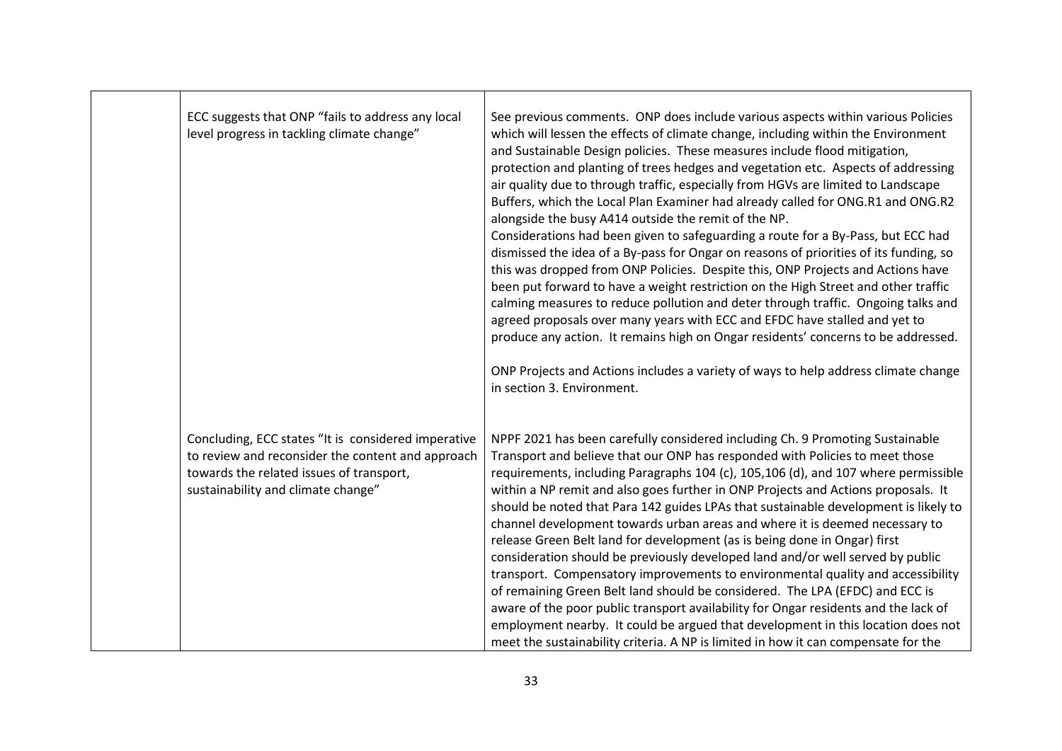| | | |
|---|---|---|
| | ECC suggests that ONP "fails to address any local level progress in tackling climate change" | See previous comments. ONP does include various aspects within various Policies which will lessen the effects of climate change, including within the Environment and Sustainable Design policies. These measures include flood mitigation, protection and planting of trees hedges and vegetation etc. Aspects of addressing air quality due to through traffic, especially from HGVs are limited to Landscape Buffers, which the Local Plan Examiner had already called for ONG.R1 and ONG.R2 alongside the busy A414 outside the remit of the NP.<br>Considerations had been given to safeguarding a route for a By-Pass, but ECC had dismissed the idea of a By-pass for Ongar on reasons of priorities of its funding, so this was dropped from ONP Policies. Despite this, ONP Projects and Actions have been put forward to have a weight restriction on the High Street and other traffic calming measures to reduce pollution and deter through traffic. Ongoing talks and agreed proposals over many years with ECC and EFDC have stalled and yet to produce any action. It remains high on Ongar residents' concerns to be addressed.<br><br>ONP Projects and Actions includes a variety of ways to help address climate change in section 3. Environment. |
| | Concluding, ECC states "It is considered imperative to review and reconsider the content and approach towards the related issues of transport, sustainability and climate change" | NPPF 2021 has been carefully considered including Ch. 9 Promoting Sustainable Transport and believe that our ONP has responded with Policies to meet those requirements, including Paragraphs 104 (c), 105,106 (d), and 107 where permissible within a NP remit and also goes further in ONP Projects and Actions proposals. It should be noted that Para 142 guides LPAs that sustainable development is likely to channel development towards urban areas and where it is deemed necessary to release Green Belt land for development (as is being done in Ongar) first consideration should be previously developed land and/or well served by public transport. Compensatory improvements to environmental quality and accessibility of remaining Green Belt land should be considered. The LPA (EFDC) and ECC is aware of the poor public transport availability for Ongar residents and the lack of employment nearby. It could be argued that development in this location does not meet the sustainability criteria. A NP is limited in how it can compensate for the |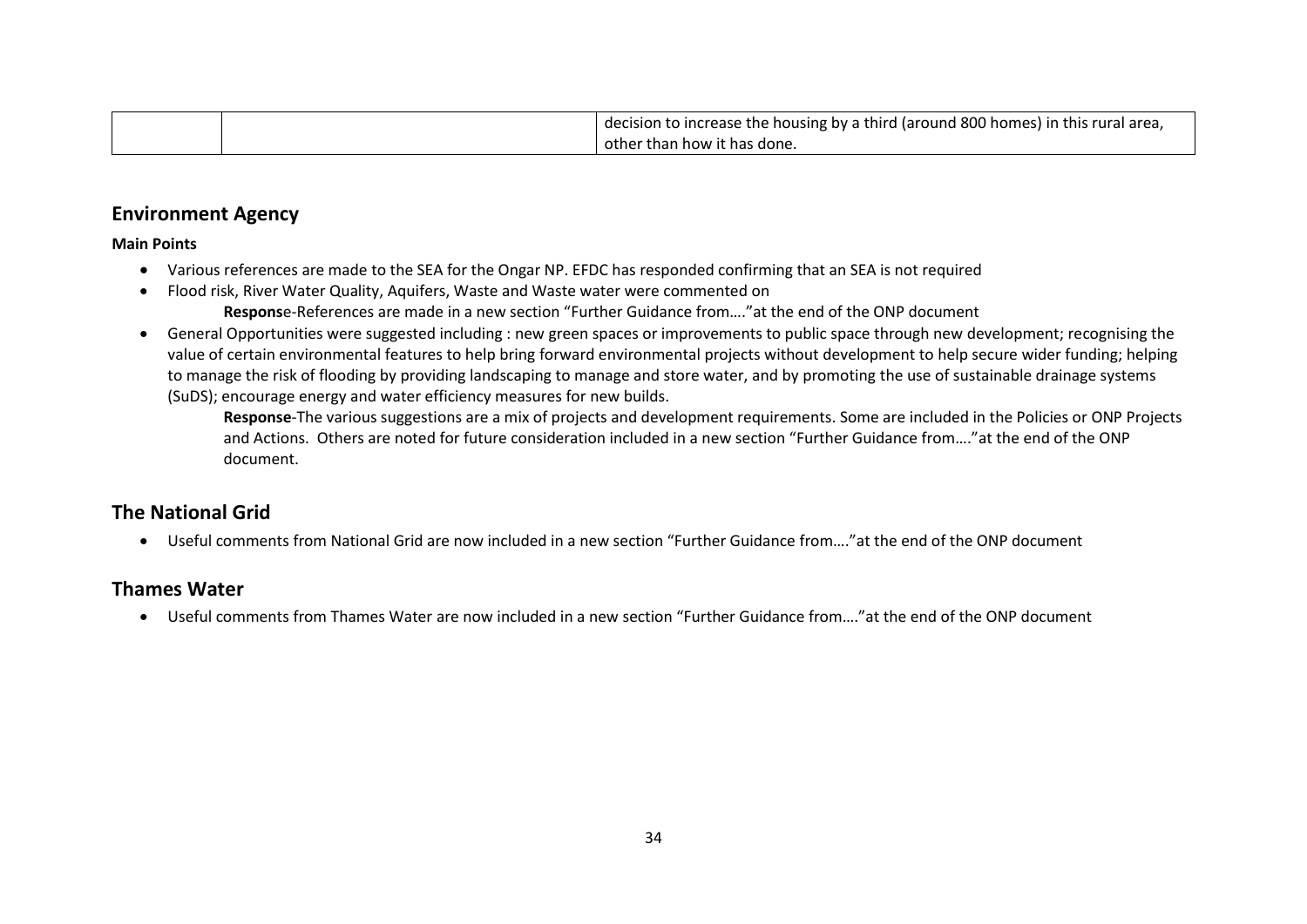|  |  | decision to increase the housing by a third (around 800 homes) in this rural area, other than how it has done. |
|---|---|---|

## Environment Agency

**Main Points**

- Various references are made to the SEA for the Ongar NP. EFDC has responded confirming that an SEA is not required
- Flood risk, River Water Quality, Aquifers, Waste and Waste water were commented on

  **Respons**e-References are made in a new section "Further Guidance from…."at the end of the ONP document
- General Opportunities were suggested including : new green spaces or improvements to public space through new development; recognising the value of certain environmental features to help bring forward environmental projects without development to help secure wider funding; helping to manage the risk of flooding by providing landscaping to manage and store water, and by promoting the use of sustainable drainage systems (SuDS); encourage energy and water efficiency measures for new builds.

  **Response**-The various suggestions are a mix of projects and development requirements. Some are included in the Policies or ONP Projects and Actions. Others are noted for future consideration included in a new section "Further Guidance from…."at the end of the ONP document.

## The National Grid

- Useful comments from National Grid are now included in a new section "Further Guidance from…."at the end of the ONP document

## Thames Water

- Useful comments from Thames Water are now included in a new section "Further Guidance from…."at the end of the ONP document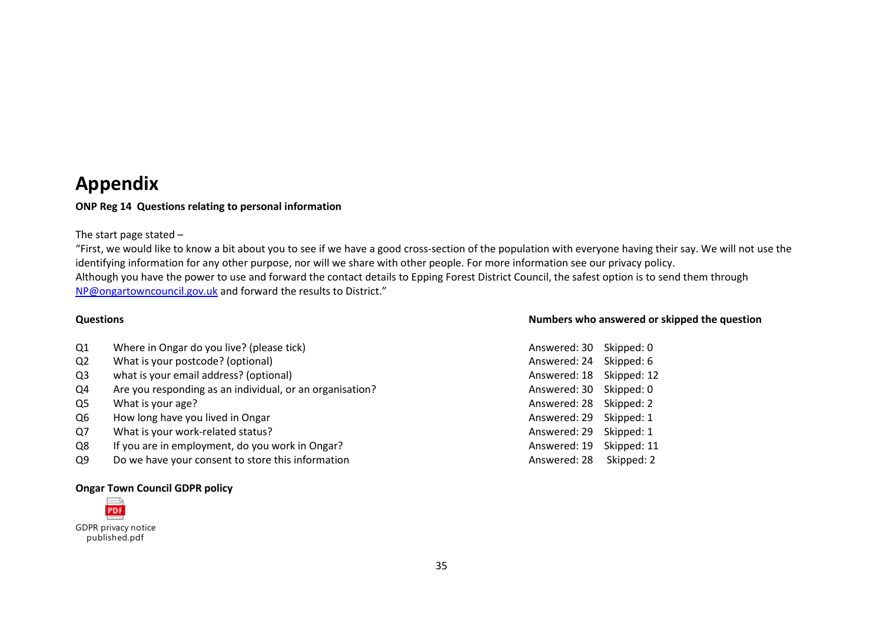# Appendix

**ONP Reg 14 Questions relating to personal information**

The start page stated –

"First, we would like to know a bit about you to see if we have a good cross-section of the population with everyone having their say. We will not use the identifying information for any other purpose, nor will we share with other people. For more information see our privacy policy.
Although you have the power to use and forward the contact details to Epping Forest District Council, the safest option is to send them through NP@ongartowncouncil.gov.uk and forward the results to District."

| | **Questions** | **Numbers who answered or skipped the question** | |
|---|---|---|---|
| Q1 | Where in Ongar do you live? (please tick) | Answered: 30 | Skipped: 0 |
| Q2 | What is your postcode? (optional) | Answered: 24 | Skipped: 6 |
| Q3 | what is your email address? (optional) | Answered: 18 | Skipped: 12 |
| Q4 | Are you responding as an individual, or an organisation? | Answered: 30 | Skipped: 0 |
| Q5 | What is your age? | Answered: 28 | Skipped: 2 |
| Q6 | How long have you lived in Ongar | Answered: 29 | Skipped: 1 |
| Q7 | What is your work-related status? | Answered: 29 | Skipped: 1 |
| Q8 | If you are in employment, do you work in Ongar? | Answered: 19 | Skipped: 11 |
| Q9 | Do we have your consent to store this information | Answered: 28 | Skipped: 2 |

**Ongar Town Council GDPR policy**

GDPR privacy notice published.pdf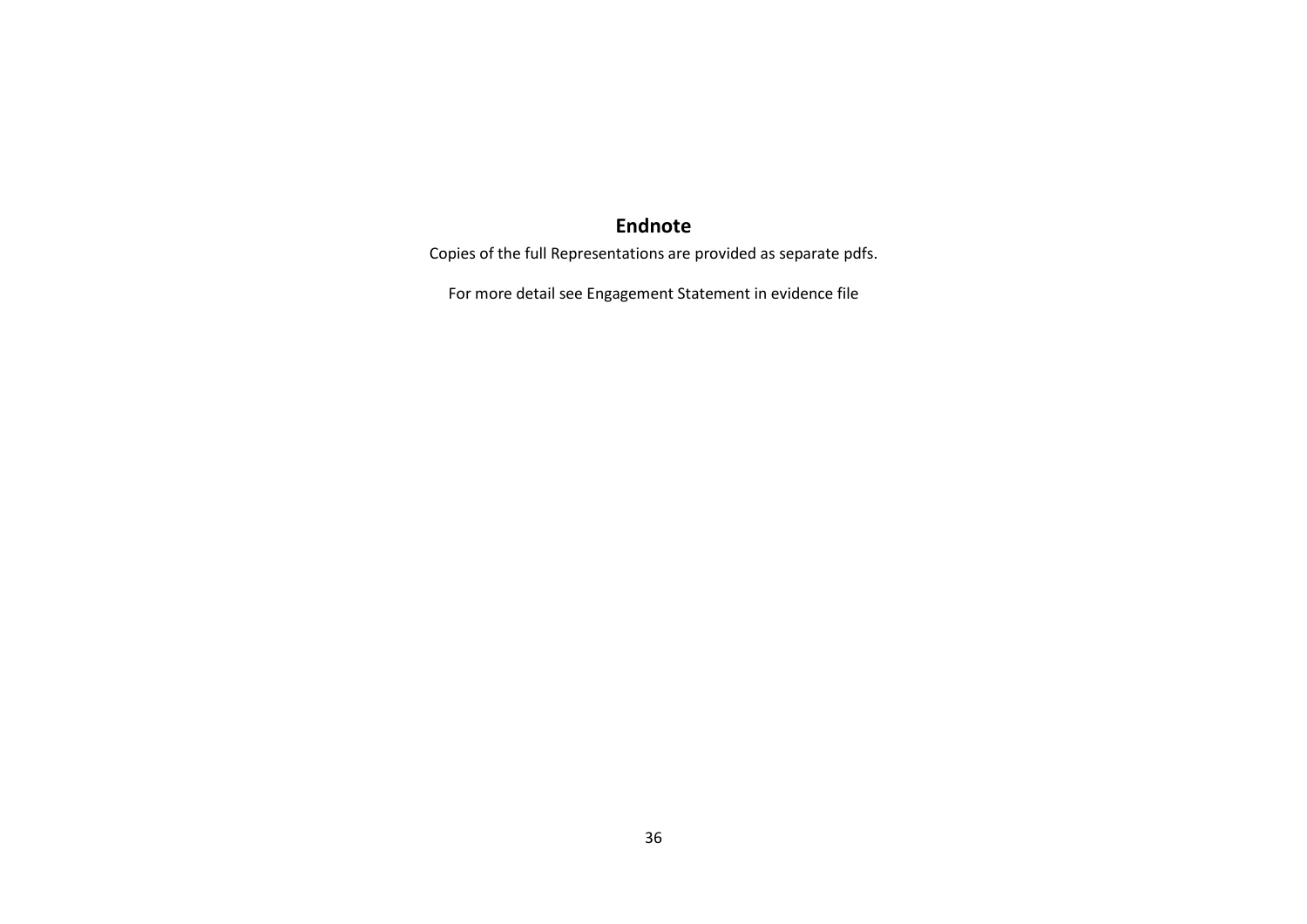## Endnote

Copies of the full Representations are provided as separate pdfs.

For more detail see Engagement Statement in evidence file